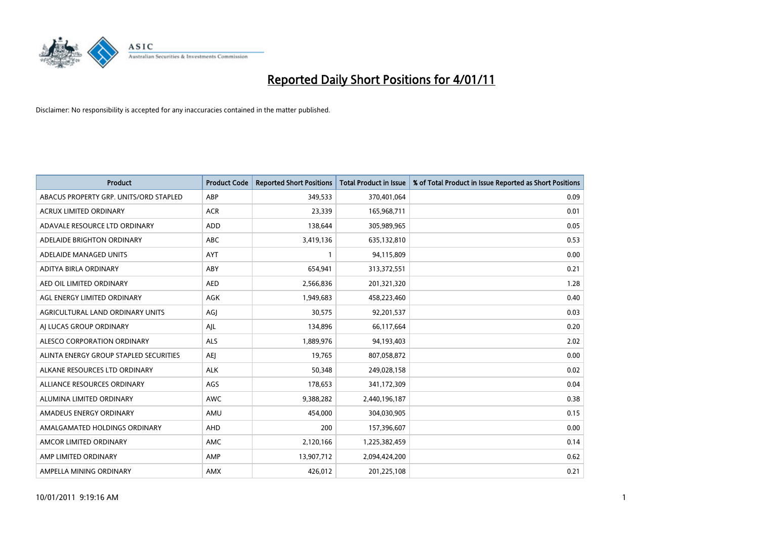# Reported Daily Short Positions for 4/01/11

Disclaimer: No responsibility is accepted for any inaccuracies contained in the matter published.

| Product | Product Code | Reported Short Positions | Total Product in Issue | % of Total Product in Issue Reported as Short Positions |
|---|---|---|---|---|
| ABACUS PROPERTY GRP. UNITS/ORD STAPLED | ABP | 349,533 | 370,401,064 | 0.09 |
| ACRUX LIMITED ORDINARY | ACR | 23,339 | 165,968,711 | 0.01 |
| ADAVALE RESOURCE LTD ORDINARY | ADD | 138,644 | 305,989,965 | 0.05 |
| ADELAIDE BRIGHTON ORDINARY | ABC | 3,419,136 | 635,132,810 | 0.53 |
| ADELAIDE MANAGED UNITS | AYT | 1 | 94,115,809 | 0.00 |
| ADITYA BIRLA ORDINARY | ABY | 654,941 | 313,372,551 | 0.21 |
| AED OIL LIMITED ORDINARY | AED | 2,566,836 | 201,321,320 | 1.28 |
| AGL ENERGY LIMITED ORDINARY | AGK | 1,949,683 | 458,223,460 | 0.40 |
| AGRICULTURAL LAND ORDINARY UNITS | AGJ | 30,575 | 92,201,537 | 0.03 |
| AJ LUCAS GROUP ORDINARY | AJL | 134,896 | 66,117,664 | 0.20 |
| ALESCO CORPORATION ORDINARY | ALS | 1,889,976 | 94,193,403 | 2.02 |
| ALINTA ENERGY GROUP STAPLED SECURITIES | AEJ | 19,765 | 807,058,872 | 0.00 |
| ALKANE RESOURCES LTD ORDINARY | ALK | 50,348 | 249,028,158 | 0.02 |
| ALLIANCE RESOURCES ORDINARY | AGS | 178,653 | 341,172,309 | 0.04 |
| ALUMINA LIMITED ORDINARY | AWC | 9,388,282 | 2,440,196,187 | 0.38 |
| AMADEUS ENERGY ORDINARY | AMU | 454,000 | 304,030,905 | 0.15 |
| AMALGAMATED HOLDINGS ORDINARY | AHD | 200 | 157,396,607 | 0.00 |
| AMCOR LIMITED ORDINARY | AMC | 2,120,166 | 1,225,382,459 | 0.14 |
| AMP LIMITED ORDINARY | AMP | 13,907,712 | 2,094,424,200 | 0.62 |
| AMPELLA MINING ORDINARY | AMX | 426,012 | 201,225,108 | 0.21 |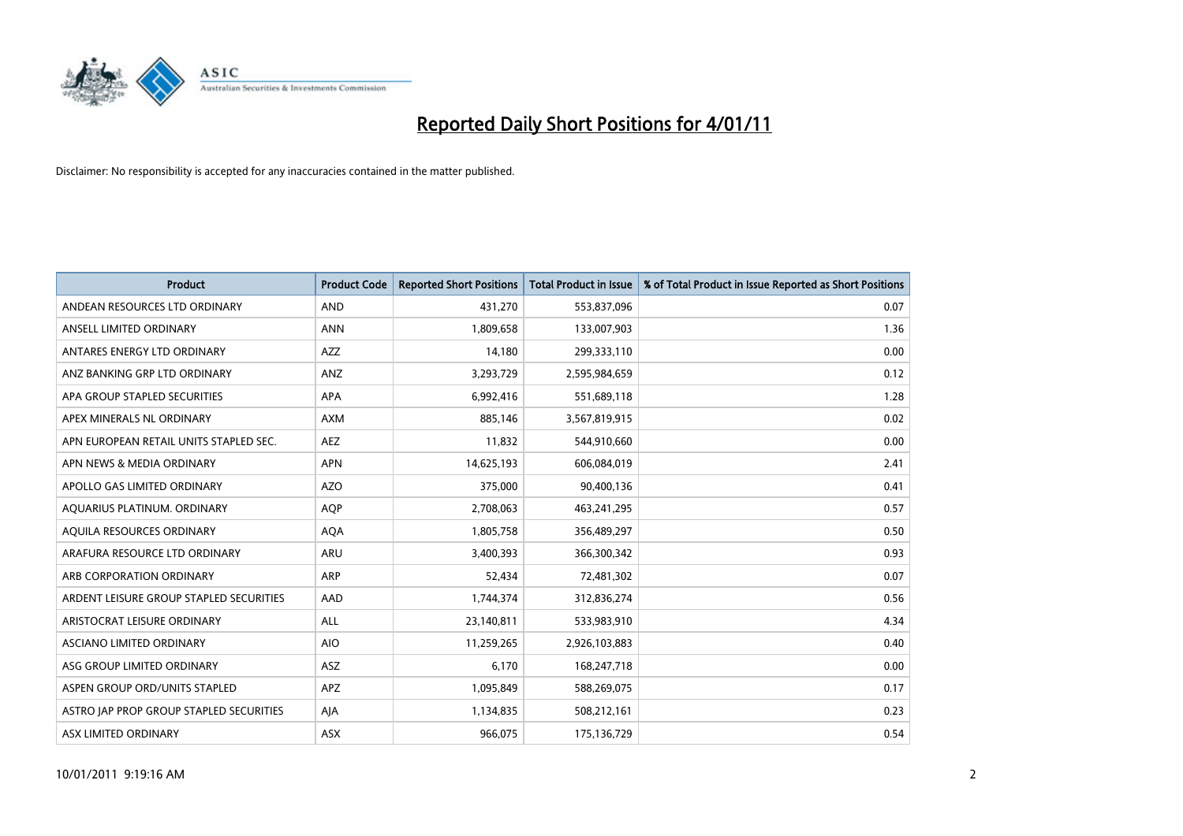# Reported Daily Short Positions for 4/01/11

Disclaimer: No responsibility is accepted for any inaccuracies contained in the matter published.

| Product | Product Code | Reported Short Positions | Total Product in Issue | % of Total Product in Issue Reported as Short Positions |
|---|---|---|---|---|
| ANDEAN RESOURCES LTD ORDINARY | AND | 431,270 | 553,837,096 | 0.07 |
| ANSELL LIMITED ORDINARY | ANN | 1,809,658 | 133,007,903 | 1.36 |
| ANTARES ENERGY LTD ORDINARY | AZZ | 14,180 | 299,333,110 | 0.00 |
| ANZ BANKING GRP LTD ORDINARY | ANZ | 3,293,729 | 2,595,984,659 | 0.12 |
| APA GROUP STAPLED SECURITIES | APA | 6,992,416 | 551,689,118 | 1.28 |
| APEX MINERALS NL ORDINARY | AXM | 885,146 | 3,567,819,915 | 0.02 |
| APN EUROPEAN RETAIL UNITS STAPLED SEC. | AEZ | 11,832 | 544,910,660 | 0.00 |
| APN NEWS & MEDIA ORDINARY | APN | 14,625,193 | 606,084,019 | 2.41 |
| APOLLO GAS LIMITED ORDINARY | AZO | 375,000 | 90,400,136 | 0.41 |
| AQUARIUS PLATINUM. ORDINARY | AQP | 2,708,063 | 463,241,295 | 0.57 |
| AQUILA RESOURCES ORDINARY | AQA | 1,805,758 | 356,489,297 | 0.50 |
| ARAFURA RESOURCE LTD ORDINARY | ARU | 3,400,393 | 366,300,342 | 0.93 |
| ARB CORPORATION ORDINARY | ARP | 52,434 | 72,481,302 | 0.07 |
| ARDENT LEISURE GROUP STAPLED SECURITIES | AAD | 1,744,374 | 312,836,274 | 0.56 |
| ARISTOCRAT LEISURE ORDINARY | ALL | 23,140,811 | 533,983,910 | 4.34 |
| ASCIANO LIMITED ORDINARY | AIO | 11,259,265 | 2,926,103,883 | 0.40 |
| ASG GROUP LIMITED ORDINARY | ASZ | 6,170 | 168,247,718 | 0.00 |
| ASPEN GROUP ORD/UNITS STAPLED | APZ | 1,095,849 | 588,269,075 | 0.17 |
| ASTRO JAP PROP GROUP STAPLED SECURITIES | AJA | 1,134,835 | 508,212,161 | 0.23 |
| ASX LIMITED ORDINARY | ASX | 966,075 | 175,136,729 | 0.54 |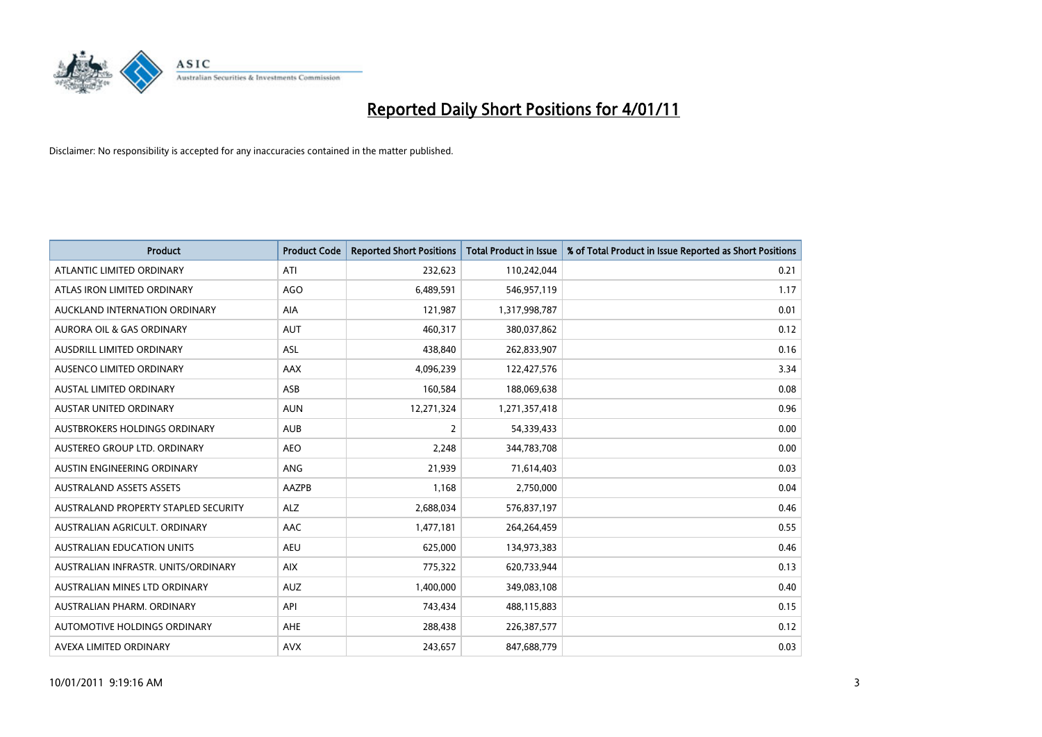# Reported Daily Short Positions for 4/01/11

Disclaimer: No responsibility is accepted for any inaccuracies contained in the matter published.

| Product | Product Code | Reported Short Positions | Total Product in Issue | % of Total Product in Issue Reported as Short Positions |
|---|---|---|---|---|
| ATLANTIC LIMITED ORDINARY | ATI | 232,623 | 110,242,044 | 0.21 |
| ATLAS IRON LIMITED ORDINARY | AGO | 6,489,591 | 546,957,119 | 1.17 |
| AUCKLAND INTERNATION ORDINARY | AIA | 121,987 | 1,317,998,787 | 0.01 |
| AURORA OIL & GAS ORDINARY | AUT | 460,317 | 380,037,862 | 0.12 |
| AUSDRILL LIMITED ORDINARY | ASL | 438,840 | 262,833,907 | 0.16 |
| AUSENCO LIMITED ORDINARY | AAX | 4,096,239 | 122,427,576 | 3.34 |
| AUSTAL LIMITED ORDINARY | ASB | 160,584 | 188,069,638 | 0.08 |
| AUSTAR UNITED ORDINARY | AUN | 12,271,324 | 1,271,357,418 | 0.96 |
| AUSTBROKERS HOLDINGS ORDINARY | AUB | 2 | 54,339,433 | 0.00 |
| AUSTEREO GROUP LTD. ORDINARY | AEO | 2,248 | 344,783,708 | 0.00 |
| AUSTIN ENGINEERING ORDINARY | ANG | 21,939 | 71,614,403 | 0.03 |
| AUSTRALAND ASSETS ASSETS | AAZPB | 1,168 | 2,750,000 | 0.04 |
| AUSTRALAND PROPERTY STAPLED SECURITY | ALZ | 2,688,034 | 576,837,197 | 0.46 |
| AUSTRALIAN AGRICULT. ORDINARY | AAC | 1,477,181 | 264,264,459 | 0.55 |
| AUSTRALIAN EDUCATION UNITS | AEU | 625,000 | 134,973,383 | 0.46 |
| AUSTRALIAN INFRASTR. UNITS/ORDINARY | AIX | 775,322 | 620,733,944 | 0.13 |
| AUSTRALIAN MINES LTD ORDINARY | AUZ | 1,400,000 | 349,083,108 | 0.40 |
| AUSTRALIAN PHARM. ORDINARY | API | 743,434 | 488,115,883 | 0.15 |
| AUTOMOTIVE HOLDINGS ORDINARY | AHE | 288,438 | 226,387,577 | 0.12 |
| AVEXA LIMITED ORDINARY | AVX | 243,657 | 847,688,779 | 0.03 |

10/01/2011 9:19:16 AM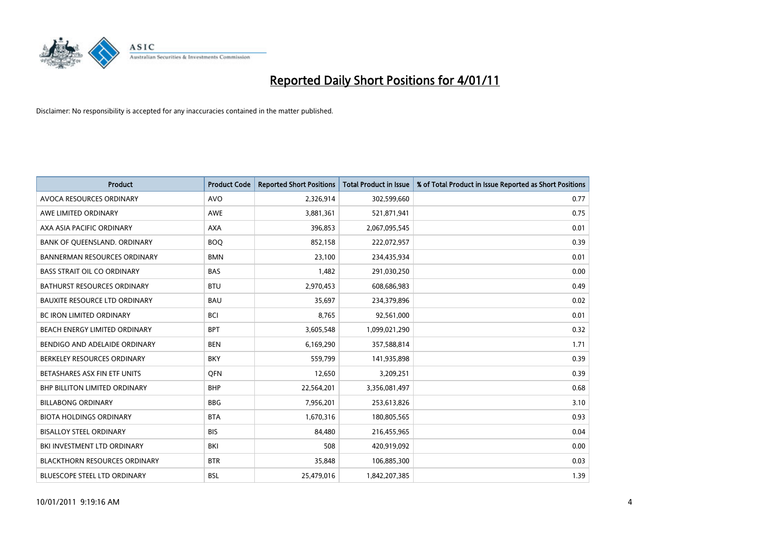# Reported Daily Short Positions for 4/01/11

Disclaimer: No responsibility is accepted for any inaccuracies contained in the matter published.

| Product | Product Code | Reported Short Positions | Total Product in Issue | % of Total Product in Issue Reported as Short Positions |
|---|---|---|---|---|
| AVOCA RESOURCES ORDINARY | AVO | 2,326,914 | 302,599,660 | 0.77 |
| AWE LIMITED ORDINARY | AWE | 3,881,361 | 521,871,941 | 0.75 |
| AXA ASIA PACIFIC ORDINARY | AXA | 396,853 | 2,067,095,545 | 0.01 |
| BANK OF QUEENSLAND. ORDINARY | BOQ | 852,158 | 222,072,957 | 0.39 |
| BANNERMAN RESOURCES ORDINARY | BMN | 23,100 | 234,435,934 | 0.01 |
| BASS STRAIT OIL CO ORDINARY | BAS | 1,482 | 291,030,250 | 0.00 |
| BATHURST RESOURCES ORDINARY | BTU | 2,970,453 | 608,686,983 | 0.49 |
| BAUXITE RESOURCE LTD ORDINARY | BAU | 35,697 | 234,379,896 | 0.02 |
| BC IRON LIMITED ORDINARY | BCI | 8,765 | 92,561,000 | 0.01 |
| BEACH ENERGY LIMITED ORDINARY | BPT | 3,605,548 | 1,099,021,290 | 0.32 |
| BENDIGO AND ADELAIDE ORDINARY | BEN | 6,169,290 | 357,588,814 | 1.71 |
| BERKELEY RESOURCES ORDINARY | BKY | 559,799 | 141,935,898 | 0.39 |
| BETASHARES ASX FIN ETF UNITS | QFN | 12,650 | 3,209,251 | 0.39 |
| BHP BILLITON LIMITED ORDINARY | BHP | 22,564,201 | 3,356,081,497 | 0.68 |
| BILLABONG ORDINARY | BBG | 7,956,201 | 253,613,826 | 3.10 |
| BIOTA HOLDINGS ORDINARY | BTA | 1,670,316 | 180,805,565 | 0.93 |
| BISALLOY STEEL ORDINARY | BIS | 84,480 | 216,455,965 | 0.04 |
| BKI INVESTMENT LTD ORDINARY | BKI | 508 | 420,919,092 | 0.00 |
| BLACKTHORN RESOURCES ORDINARY | BTR | 35,848 | 106,885,300 | 0.03 |
| BLUESCOPE STEEL LTD ORDINARY | BSL | 25,479,016 | 1,842,207,385 | 1.39 |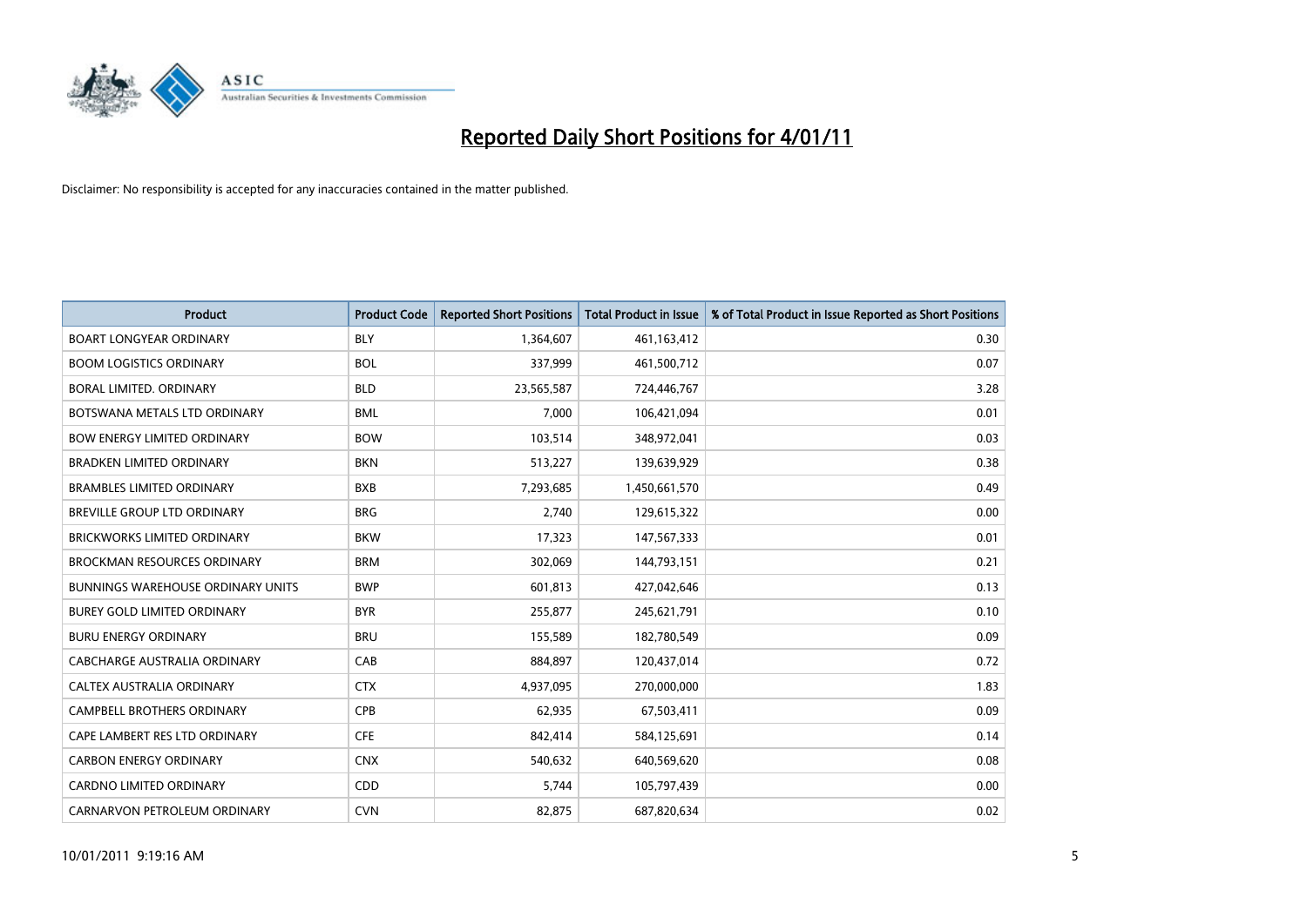# Reported Daily Short Positions for 4/01/11

Disclaimer: No responsibility is accepted for any inaccuracies contained in the matter published.

| Product | Product Code | Reported Short Positions | Total Product in Issue | % of Total Product in Issue Reported as Short Positions |
|---|---|---|---|---|
| BOART LONGYEAR ORDINARY | BLY | 1,364,607 | 461,163,412 | 0.30 |
| BOOM LOGISTICS ORDINARY | BOL | 337,999 | 461,500,712 | 0.07 |
| BORAL LIMITED. ORDINARY | BLD | 23,565,587 | 724,446,767 | 3.28 |
| BOTSWANA METALS LTD ORDINARY | BML | 7,000 | 106,421,094 | 0.01 |
| BOW ENERGY LIMITED ORDINARY | BOW | 103,514 | 348,972,041 | 0.03 |
| BRADKEN LIMITED ORDINARY | BKN | 513,227 | 139,639,929 | 0.38 |
| BRAMBLES LIMITED ORDINARY | BXB | 7,293,685 | 1,450,661,570 | 0.49 |
| BREVILLE GROUP LTD ORDINARY | BRG | 2,740 | 129,615,322 | 0.00 |
| BRICKWORKS LIMITED ORDINARY | BKW | 17,323 | 147,567,333 | 0.01 |
| BROCKMAN RESOURCES ORDINARY | BRM | 302,069 | 144,793,151 | 0.21 |
| BUNNINGS WAREHOUSE ORDINARY UNITS | BWP | 601,813 | 427,042,646 | 0.13 |
| BUREY GOLD LIMITED ORDINARY | BYR | 255,877 | 245,621,791 | 0.10 |
| BURU ENERGY ORDINARY | BRU | 155,589 | 182,780,549 | 0.09 |
| CABCHARGE AUSTRALIA ORDINARY | CAB | 884,897 | 120,437,014 | 0.72 |
| CALTEX AUSTRALIA ORDINARY | CTX | 4,937,095 | 270,000,000 | 1.83 |
| CAMPBELL BROTHERS ORDINARY | CPB | 62,935 | 67,503,411 | 0.09 |
| CAPE LAMBERT RES LTD ORDINARY | CFE | 842,414 | 584,125,691 | 0.14 |
| CARBON ENERGY ORDINARY | CNX | 540,632 | 640,569,620 | 0.08 |
| CARDNO LIMITED ORDINARY | CDD | 5,744 | 105,797,439 | 0.00 |
| CARNARVON PETROLEUM ORDINARY | CVN | 82,875 | 687,820,634 | 0.02 |

10/01/2011 9:19:16 AM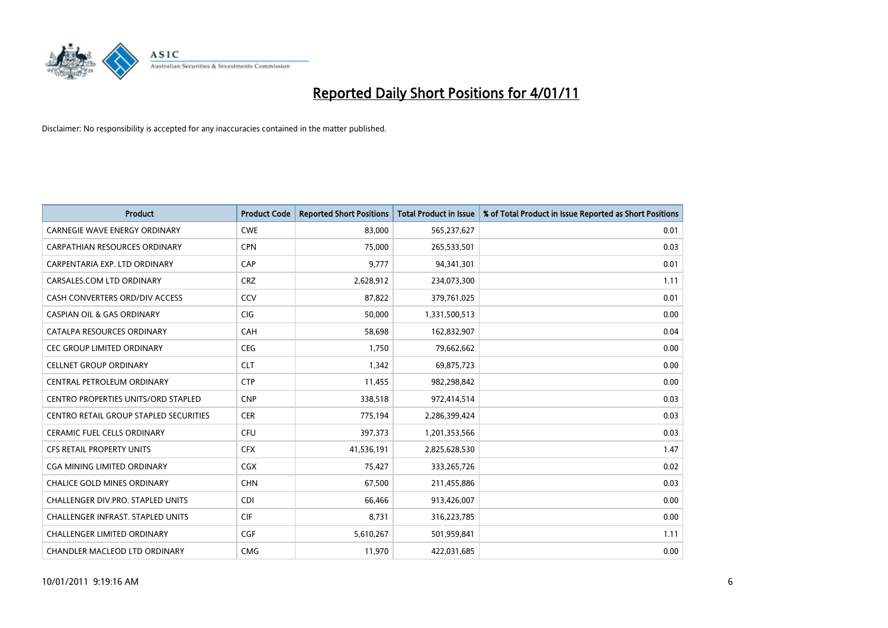# Reported Daily Short Positions for 4/01/11

Disclaimer: No responsibility is accepted for any inaccuracies contained in the matter published.

| Product | Product Code | Reported Short Positions | Total Product in Issue | % of Total Product in Issue Reported as Short Positions |
|---|---|---|---|---|
| CARNEGIE WAVE ENERGY ORDINARY | CWE | 83,000 | 565,237,627 | 0.01 |
| CARPATHIAN RESOURCES ORDINARY | CPN | 75,000 | 265,533,501 | 0.03 |
| CARPENTARIA EXP. LTD ORDINARY | CAP | 9,777 | 94,341,301 | 0.01 |
| CARSALES.COM LTD ORDINARY | CRZ | 2,628,912 | 234,073,300 | 1.11 |
| CASH CONVERTERS ORD/DIV ACCESS | CCV | 87,822 | 379,761,025 | 0.01 |
| CASPIAN OIL & GAS ORDINARY | CIG | 50,000 | 1,331,500,513 | 0.00 |
| CATALPA RESOURCES ORDINARY | CAH | 58,698 | 162,832,907 | 0.04 |
| CEC GROUP LIMITED ORDINARY | CEG | 1,750 | 79,662,662 | 0.00 |
| CELLNET GROUP ORDINARY | CLT | 1,342 | 69,875,723 | 0.00 |
| CENTRAL PETROLEUM ORDINARY | CTP | 11,455 | 982,298,842 | 0.00 |
| CENTRO PROPERTIES UNITS/ORD STAPLED | CNP | 338,518 | 972,414,514 | 0.03 |
| CENTRO RETAIL GROUP STAPLED SECURITIES | CER | 775,194 | 2,286,399,424 | 0.03 |
| CERAMIC FUEL CELLS ORDINARY | CFU | 397,373 | 1,201,353,566 | 0.03 |
| CFS RETAIL PROPERTY UNITS | CFX | 41,536,191 | 2,825,628,530 | 1.47 |
| CGA MINING LIMITED ORDINARY | CGX | 75,427 | 333,265,726 | 0.02 |
| CHALICE GOLD MINES ORDINARY | CHN | 67,500 | 211,455,886 | 0.03 |
| CHALLENGER DIV.PRO. STAPLED UNITS | CDI | 66,466 | 913,426,007 | 0.00 |
| CHALLENGER INFRAST. STAPLED UNITS | CIF | 8,731 | 316,223,785 | 0.00 |
| CHALLENGER LIMITED ORDINARY | CGF | 5,610,267 | 501,959,841 | 1.11 |
| CHANDLER MACLEOD LTD ORDINARY | CMG | 11,970 | 422,031,685 | 0.00 |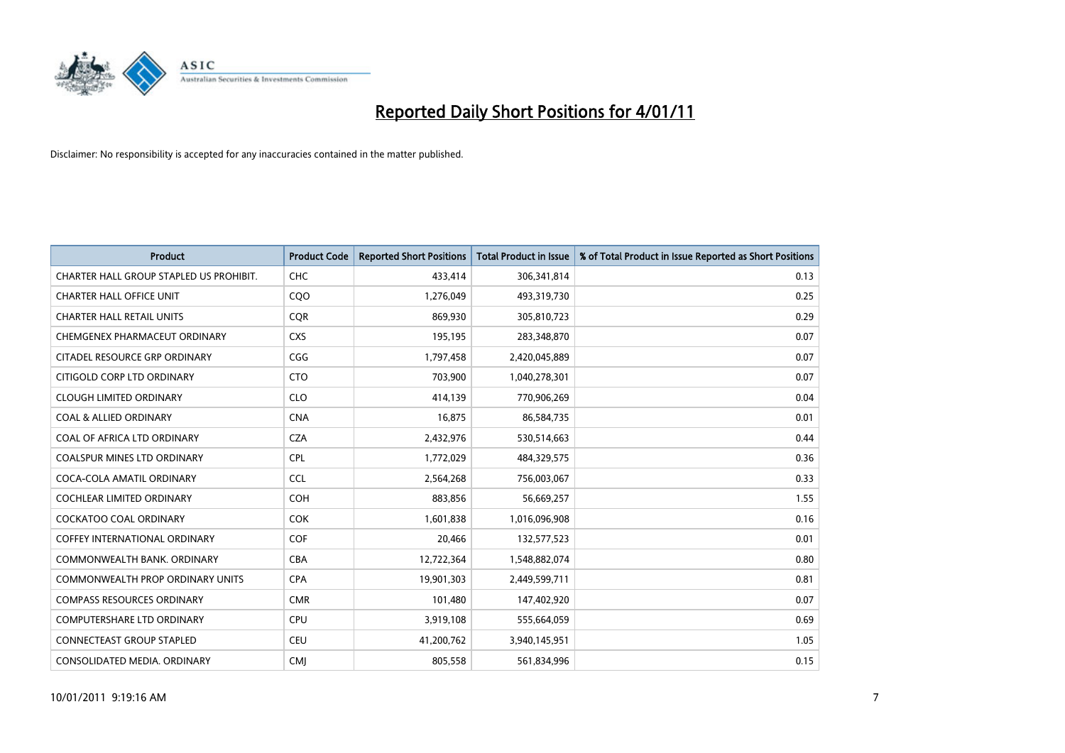# Reported Daily Short Positions for 4/01/11

Disclaimer: No responsibility is accepted for any inaccuracies contained in the matter published.

| Product | Product Code | Reported Short Positions | Total Product in Issue | % of Total Product in Issue Reported as Short Positions |
|---|---|---|---|---|
| CHARTER HALL GROUP STAPLED US PROHIBIT. | CHC | 433,414 | 306,341,814 | 0.13 |
| CHARTER HALL OFFICE UNIT | CQO | 1,276,049 | 493,319,730 | 0.25 |
| CHARTER HALL RETAIL UNITS | CQR | 869,930 | 305,810,723 | 0.29 |
| CHEMGENEX PHARMACEUT ORDINARY | CXS | 195,195 | 283,348,870 | 0.07 |
| CITADEL RESOURCE GRP ORDINARY | CGG | 1,797,458 | 2,420,045,889 | 0.07 |
| CITIGOLD CORP LTD ORDINARY | CTO | 703,900 | 1,040,278,301 | 0.07 |
| CLOUGH LIMITED ORDINARY | CLO | 414,139 | 770,906,269 | 0.04 |
| COAL & ALLIED ORDINARY | CNA | 16,875 | 86,584,735 | 0.01 |
| COAL OF AFRICA LTD ORDINARY | CZA | 2,432,976 | 530,514,663 | 0.44 |
| COALSPUR MINES LTD ORDINARY | CPL | 1,772,029 | 484,329,575 | 0.36 |
| COCA-COLA AMATIL ORDINARY | CCL | 2,564,268 | 756,003,067 | 0.33 |
| COCHLEAR LIMITED ORDINARY | COH | 883,856 | 56,669,257 | 1.55 |
| COCKATOO COAL ORDINARY | COK | 1,601,838 | 1,016,096,908 | 0.16 |
| COFFEY INTERNATIONAL ORDINARY | COF | 20,466 | 132,577,523 | 0.01 |
| COMMONWEALTH BANK. ORDINARY | CBA | 12,722,364 | 1,548,882,074 | 0.80 |
| COMMONWEALTH PROP ORDINARY UNITS | CPA | 19,901,303 | 2,449,599,711 | 0.81 |
| COMPASS RESOURCES ORDINARY | CMR | 101,480 | 147,402,920 | 0.07 |
| COMPUTERSHARE LTD ORDINARY | CPU | 3,919,108 | 555,664,059 | 0.69 |
| CONNECTEAST GROUP STAPLED | CEU | 41,200,762 | 3,940,145,951 | 1.05 |
| CONSOLIDATED MEDIA. ORDINARY | CMJ | 805,558 | 561,834,996 | 0.15 |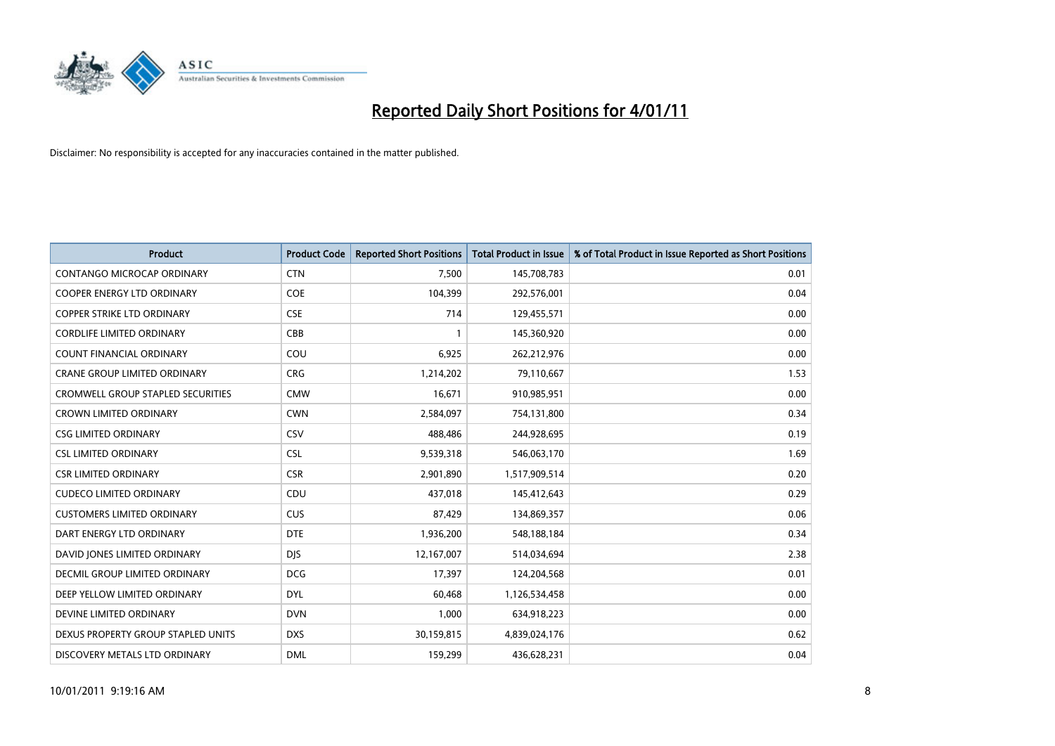# Reported Daily Short Positions for 4/01/11

Disclaimer: No responsibility is accepted for any inaccuracies contained in the matter published.

| Product | Product Code | Reported Short Positions | Total Product in Issue | % of Total Product in Issue Reported as Short Positions |
|---|---|---|---|---|
| CONTANGO MICROCAP ORDINARY | CTN | 7,500 | 145,708,783 | 0.01 |
| COOPER ENERGY LTD ORDINARY | COE | 104,399 | 292,576,001 | 0.04 |
| COPPER STRIKE LTD ORDINARY | CSE | 714 | 129,455,571 | 0.00 |
| CORDLIFE LIMITED ORDINARY | CBB | 1 | 145,360,920 | 0.00 |
| COUNT FINANCIAL ORDINARY | COU | 6,925 | 262,212,976 | 0.00 |
| CRANE GROUP LIMITED ORDINARY | CRG | 1,214,202 | 79,110,667 | 1.53 |
| CROMWELL GROUP STAPLED SECURITIES | CMW | 16,671 | 910,985,951 | 0.00 |
| CROWN LIMITED ORDINARY | CWN | 2,584,097 | 754,131,800 | 0.34 |
| CSG LIMITED ORDINARY | CSV | 488,486 | 244,928,695 | 0.19 |
| CSL LIMITED ORDINARY | CSL | 9,539,318 | 546,063,170 | 1.69 |
| CSR LIMITED ORDINARY | CSR | 2,901,890 | 1,517,909,514 | 0.20 |
| CUDECO LIMITED ORDINARY | CDU | 437,018 | 145,412,643 | 0.29 |
| CUSTOMERS LIMITED ORDINARY | CUS | 87,429 | 134,869,357 | 0.06 |
| DART ENERGY LTD ORDINARY | DTE | 1,936,200 | 548,188,184 | 0.34 |
| DAVID JONES LIMITED ORDINARY | DJS | 12,167,007 | 514,034,694 | 2.38 |
| DECMIL GROUP LIMITED ORDINARY | DCG | 17,397 | 124,204,568 | 0.01 |
| DEEP YELLOW LIMITED ORDINARY | DYL | 60,468 | 1,126,534,458 | 0.00 |
| DEVINE LIMITED ORDINARY | DVN | 1,000 | 634,918,223 | 0.00 |
| DEXUS PROPERTY GROUP STAPLED UNITS | DXS | 30,159,815 | 4,839,024,176 | 0.62 |
| DISCOVERY METALS LTD ORDINARY | DML | 159,299 | 436,628,231 | 0.04 |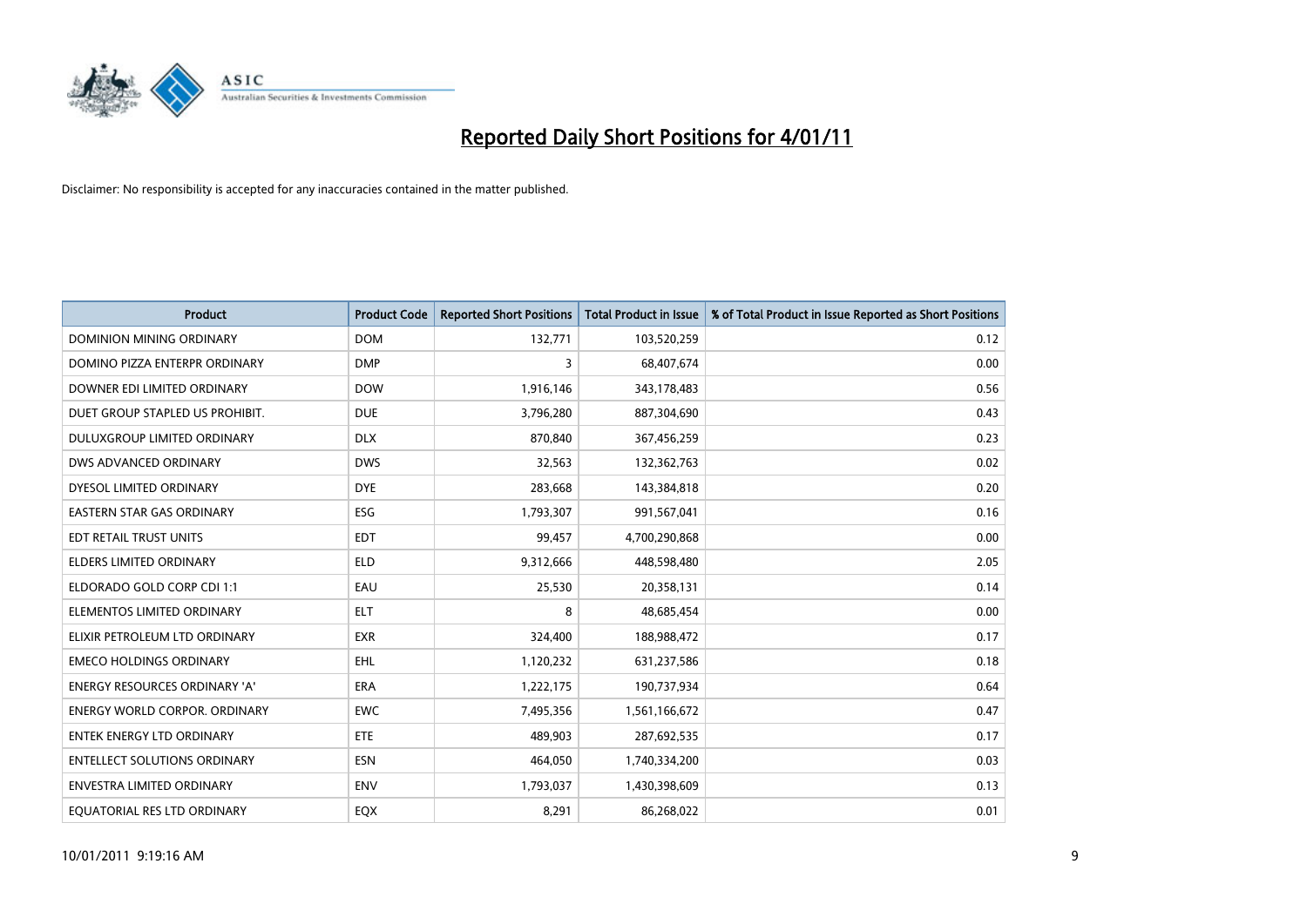# Reported Daily Short Positions for 4/01/11

Disclaimer: No responsibility is accepted for any inaccuracies contained in the matter published.

| Product | Product Code | Reported Short Positions | Total Product in Issue | % of Total Product in Issue Reported as Short Positions |
|---|---|---|---|---|
| DOMINION MINING ORDINARY | DOM | 132,771 | 103,520,259 | 0.12 |
| DOMINO PIZZA ENTERPR ORDINARY | DMP | 3 | 68,407,674 | 0.00 |
| DOWNER EDI LIMITED ORDINARY | DOW | 1,916,146 | 343,178,483 | 0.56 |
| DUET GROUP STAPLED US PROHIBIT. | DUE | 3,796,280 | 887,304,690 | 0.43 |
| DULUXGROUP LIMITED ORDINARY | DLX | 870,840 | 367,456,259 | 0.23 |
| DWS ADVANCED ORDINARY | DWS | 32,563 | 132,362,763 | 0.02 |
| DYESOL LIMITED ORDINARY | DYE | 283,668 | 143,384,818 | 0.20 |
| EASTERN STAR GAS ORDINARY | ESG | 1,793,307 | 991,567,041 | 0.16 |
| EDT RETAIL TRUST UNITS | EDT | 99,457 | 4,700,290,868 | 0.00 |
| ELDERS LIMITED ORDINARY | ELD | 9,312,666 | 448,598,480 | 2.05 |
| ELDORADO GOLD CORP CDI 1:1 | EAU | 25,530 | 20,358,131 | 0.14 |
| ELEMENTOS LIMITED ORDINARY | ELT | 8 | 48,685,454 | 0.00 |
| ELIXIR PETROLEUM LTD ORDINARY | EXR | 324,400 | 188,988,472 | 0.17 |
| EMECO HOLDINGS ORDINARY | EHL | 1,120,232 | 631,237,586 | 0.18 |
| ENERGY RESOURCES ORDINARY 'A' | ERA | 1,222,175 | 190,737,934 | 0.64 |
| ENERGY WORLD CORPOR. ORDINARY | EWC | 7,495,356 | 1,561,166,672 | 0.47 |
| ENTEK ENERGY LTD ORDINARY | ETE | 489,903 | 287,692,535 | 0.17 |
| ENTELLECT SOLUTIONS ORDINARY | ESN | 464,050 | 1,740,334,200 | 0.03 |
| ENVESTRA LIMITED ORDINARY | ENV | 1,793,037 | 1,430,398,609 | 0.13 |
| EQUATORIAL RES LTD ORDINARY | EQX | 8,291 | 86,268,022 | 0.01 |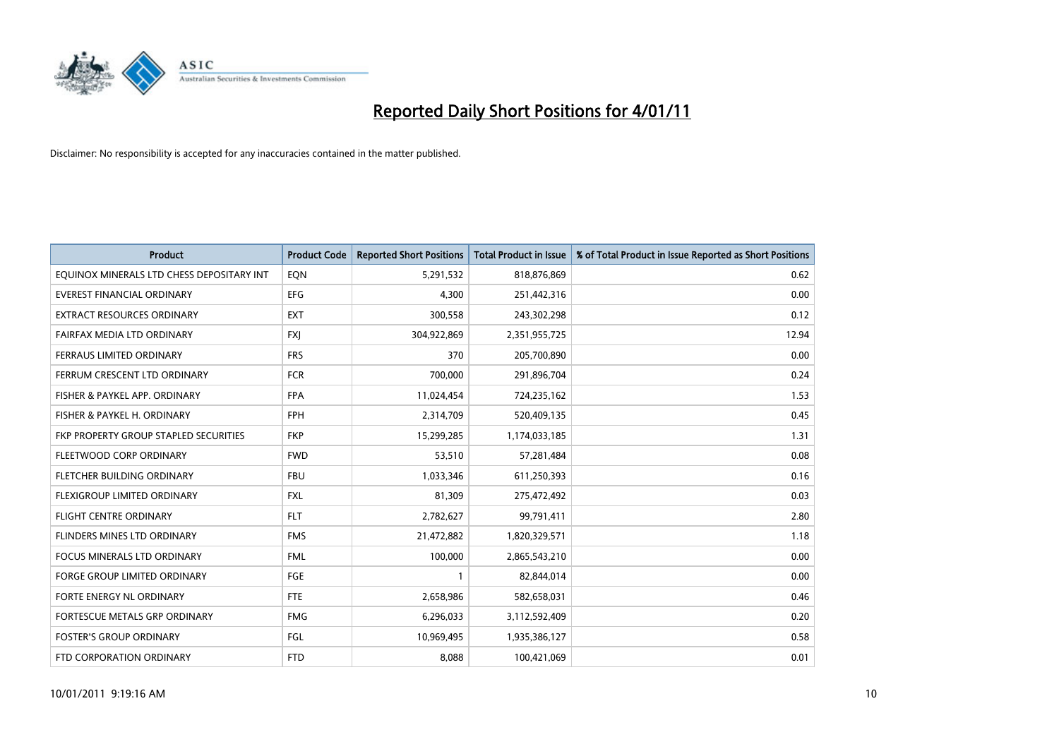# Reported Daily Short Positions for 4/01/11

Disclaimer: No responsibility is accepted for any inaccuracies contained in the matter published.

| Product | Product Code | Reported Short Positions | Total Product in Issue | % of Total Product in Issue Reported as Short Positions |
|---|---|---|---|---|
| EQUINOX MINERALS LTD CHESS DEPOSITARY INT | EQN | 5,291,532 | 818,876,869 | 0.62 |
| EVEREST FINANCIAL ORDINARY | EFG | 4,300 | 251,442,316 | 0.00 |
| EXTRACT RESOURCES ORDINARY | EXT | 300,558 | 243,302,298 | 0.12 |
| FAIRFAX MEDIA LTD ORDINARY | FXJ | 304,922,869 | 2,351,955,725 | 12.94 |
| FERRAUS LIMITED ORDINARY | FRS | 370 | 205,700,890 | 0.00 |
| FERRUM CRESCENT LTD ORDINARY | FCR | 700,000 | 291,896,704 | 0.24 |
| FISHER & PAYKEL APP. ORDINARY | FPA | 11,024,454 | 724,235,162 | 1.53 |
| FISHER & PAYKEL H. ORDINARY | FPH | 2,314,709 | 520,409,135 | 0.45 |
| FKP PROPERTY GROUP STAPLED SECURITIES | FKP | 15,299,285 | 1,174,033,185 | 1.31 |
| FLEETWOOD CORP ORDINARY | FWD | 53,510 | 57,281,484 | 0.08 |
| FLETCHER BUILDING ORDINARY | FBU | 1,033,346 | 611,250,393 | 0.16 |
| FLEXIGROUP LIMITED ORDINARY | FXL | 81,309 | 275,472,492 | 0.03 |
| FLIGHT CENTRE ORDINARY | FLT | 2,782,627 | 99,791,411 | 2.80 |
| FLINDERS MINES LTD ORDINARY | FMS | 21,472,882 | 1,820,329,571 | 1.18 |
| FOCUS MINERALS LTD ORDINARY | FML | 100,000 | 2,865,543,210 | 0.00 |
| FORGE GROUP LIMITED ORDINARY | FGE | 1 | 82,844,014 | 0.00 |
| FORTE ENERGY NL ORDINARY | FTE | 2,658,986 | 582,658,031 | 0.46 |
| FORTESCUE METALS GRP ORDINARY | FMG | 6,296,033 | 3,112,592,409 | 0.20 |
| FOSTER'S GROUP ORDINARY | FGL | 10,969,495 | 1,935,386,127 | 0.58 |
| FTD CORPORATION ORDINARY | FTD | 8,088 | 100,421,069 | 0.01 |

10/01/2011 9:19:16 AM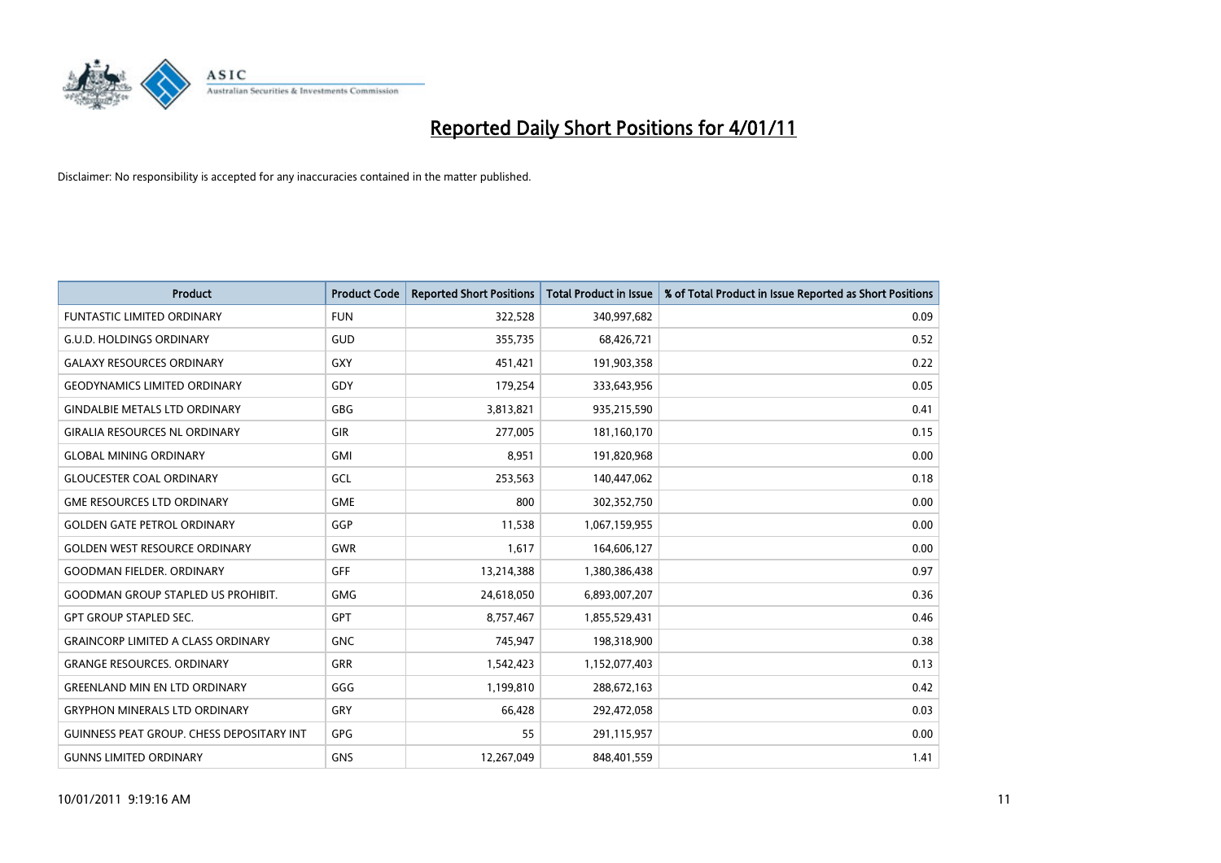# Reported Daily Short Positions for 4/01/11

Disclaimer: No responsibility is accepted for any inaccuracies contained in the matter published.

| Product | Product Code | Reported Short Positions | Total Product in Issue | % of Total Product in Issue Reported as Short Positions |
|---|---|---|---|---|
| FUNTASTIC LIMITED ORDINARY | FUN | 322,528 | 340,997,682 | 0.09 |
| G.U.D. HOLDINGS ORDINARY | GUD | 355,735 | 68,426,721 | 0.52 |
| GALAXY RESOURCES ORDINARY | GXY | 451,421 | 191,903,358 | 0.22 |
| GEODYNAMICS LIMITED ORDINARY | GDY | 179,254 | 333,643,956 | 0.05 |
| GINDALBIE METALS LTD ORDINARY | GBG | 3,813,821 | 935,215,590 | 0.41 |
| GIRALIA RESOURCES NL ORDINARY | GIR | 277,005 | 181,160,170 | 0.15 |
| GLOBAL MINING ORDINARY | GMI | 8,951 | 191,820,968 | 0.00 |
| GLOUCESTER COAL ORDINARY | GCL | 253,563 | 140,447,062 | 0.18 |
| GME RESOURCES LTD ORDINARY | GME | 800 | 302,352,750 | 0.00 |
| GOLDEN GATE PETROL ORDINARY | GGP | 11,538 | 1,067,159,955 | 0.00 |
| GOLDEN WEST RESOURCE ORDINARY | GWR | 1,617 | 164,606,127 | 0.00 |
| GOODMAN FIELDER. ORDINARY | GFF | 13,214,388 | 1,380,386,438 | 0.97 |
| GOODMAN GROUP STAPLED US PROHIBIT. | GMG | 24,618,050 | 6,893,007,207 | 0.36 |
| GPT GROUP STAPLED SEC. | GPT | 8,757,467 | 1,855,529,431 | 0.46 |
| GRAINCORP LIMITED A CLASS ORDINARY | GNC | 745,947 | 198,318,900 | 0.38 |
| GRANGE RESOURCES. ORDINARY | GRR | 1,542,423 | 1,152,077,403 | 0.13 |
| GREENLAND MIN EN LTD ORDINARY | GGG | 1,199,810 | 288,672,163 | 0.42 |
| GRYPHON MINERALS LTD ORDINARY | GRY | 66,428 | 292,472,058 | 0.03 |
| GUINNESS PEAT GROUP. CHESS DEPOSITARY INT | GPG | 55 | 291,115,957 | 0.00 |
| GUNNS LIMITED ORDINARY | GNS | 12,267,049 | 848,401,559 | 1.41 |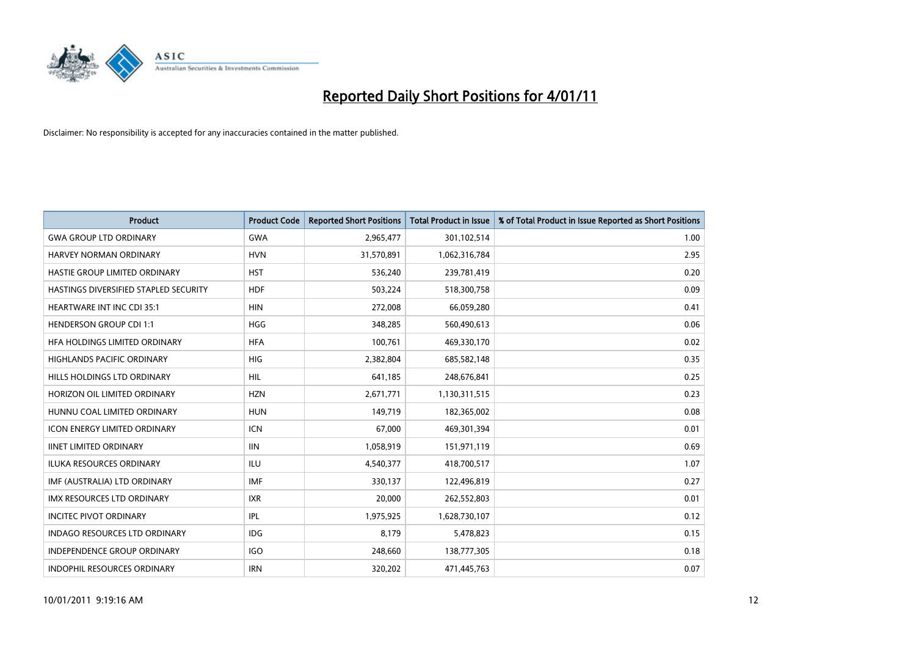# Reported Daily Short Positions for 4/01/11

Disclaimer: No responsibility is accepted for any inaccuracies contained in the matter published.

| Product | Product Code | Reported Short Positions | Total Product in Issue | % of Total Product in Issue Reported as Short Positions |
|---|---|---|---|---|
| GWA GROUP LTD ORDINARY | GWA | 2,965,477 | 301,102,514 | 1.00 |
| HARVEY NORMAN ORDINARY | HVN | 31,570,891 | 1,062,316,784 | 2.95 |
| HASTIE GROUP LIMITED ORDINARY | HST | 536,240 | 239,781,419 | 0.20 |
| HASTINGS DIVERSIFIED STAPLED SECURITY | HDF | 503,224 | 518,300,758 | 0.09 |
| HEARTWARE INT INC CDI 35:1 | HIN | 272,008 | 66,059,280 | 0.41 |
| HENDERSON GROUP CDI 1:1 | HGG | 348,285 | 560,490,613 | 0.06 |
| HFA HOLDINGS LIMITED ORDINARY | HFA | 100,761 | 469,330,170 | 0.02 |
| HIGHLANDS PACIFIC ORDINARY | HIG | 2,382,804 | 685,582,148 | 0.35 |
| HILLS HOLDINGS LTD ORDINARY | HIL | 641,185 | 248,676,841 | 0.25 |
| HORIZON OIL LIMITED ORDINARY | HZN | 2,671,771 | 1,130,311,515 | 0.23 |
| HUNNU COAL LIMITED ORDINARY | HUN | 149,719 | 182,365,002 | 0.08 |
| ICON ENERGY LIMITED ORDINARY | ICN | 67,000 | 469,301,394 | 0.01 |
| IINET LIMITED ORDINARY | IIN | 1,058,919 | 151,971,119 | 0.69 |
| ILUKA RESOURCES ORDINARY | ILU | 4,540,377 | 418,700,517 | 1.07 |
| IMF (AUSTRALIA) LTD ORDINARY | IMF | 330,137 | 122,496,819 | 0.27 |
| IMX RESOURCES LTD ORDINARY | IXR | 20,000 | 262,552,803 | 0.01 |
| INCITEC PIVOT ORDINARY | IPL | 1,975,925 | 1,628,730,107 | 0.12 |
| INDAGO RESOURCES LTD ORDINARY | IDG | 8,179 | 5,478,823 | 0.15 |
| INDEPENDENCE GROUP ORDINARY | IGO | 248,660 | 138,777,305 | 0.18 |
| INDOPHIL RESOURCES ORDINARY | IRN | 320,202 | 471,445,763 | 0.07 |

10/01/2011 9:19:16 AM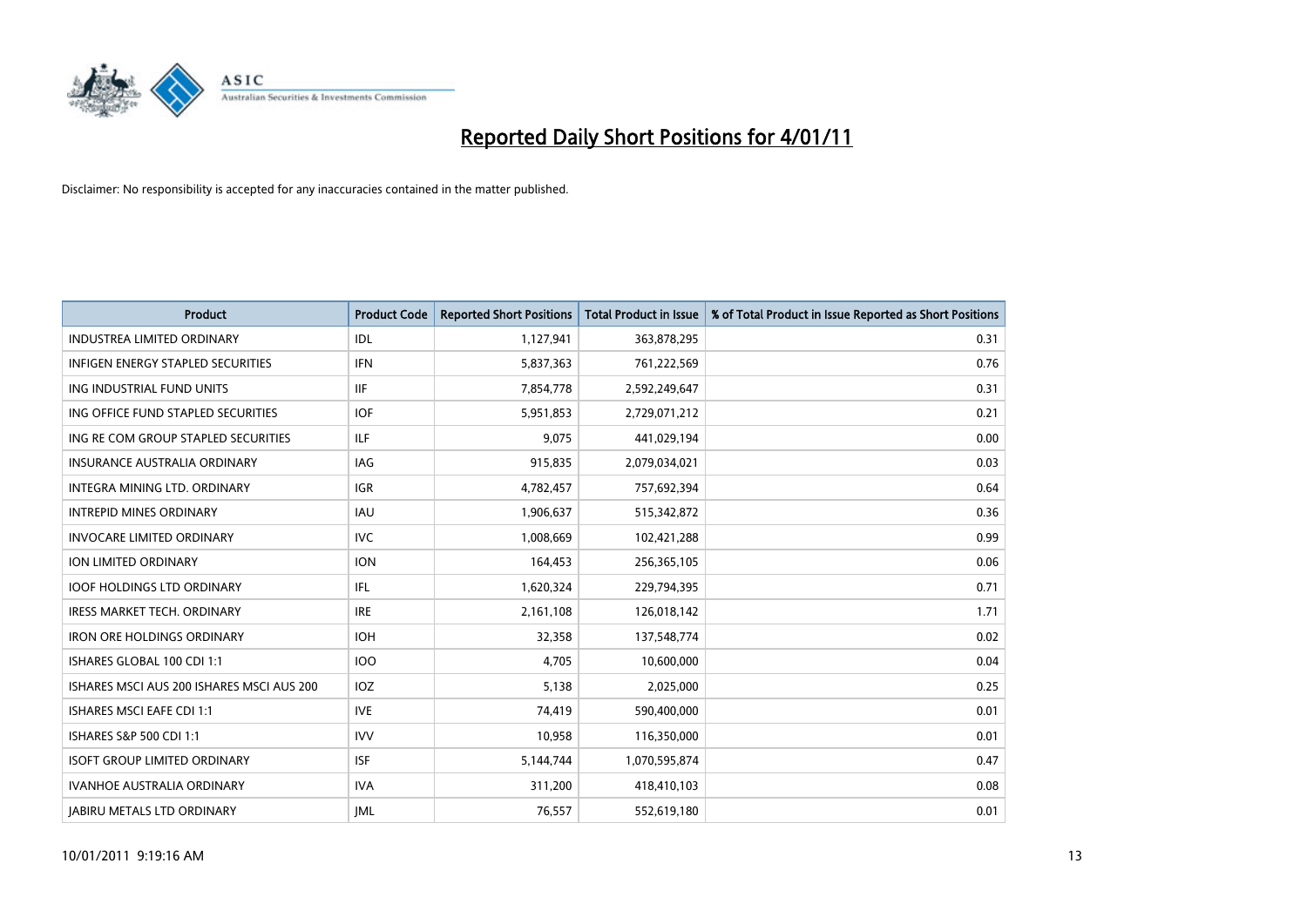# Reported Daily Short Positions for 4/01/11

Disclaimer: No responsibility is accepted for any inaccuracies contained in the matter published.

| Product | Product Code | Reported Short Positions | Total Product in Issue | % of Total Product in Issue Reported as Short Positions |
|---|---|---|---|---|
| INDUSTREA LIMITED ORDINARY | IDL | 1,127,941 | 363,878,295 | 0.31 |
| INFIGEN ENERGY STAPLED SECURITIES | IFN | 5,837,363 | 761,222,569 | 0.76 |
| ING INDUSTRIAL FUND UNITS | IIF | 7,854,778 | 2,592,249,647 | 0.31 |
| ING OFFICE FUND STAPLED SECURITIES | IOF | 5,951,853 | 2,729,071,212 | 0.21 |
| ING RE COM GROUP STAPLED SECURITIES | ILF | 9,075 | 441,029,194 | 0.00 |
| INSURANCE AUSTRALIA ORDINARY | IAG | 915,835 | 2,079,034,021 | 0.03 |
| INTEGRA MINING LTD. ORDINARY | IGR | 4,782,457 | 757,692,394 | 0.64 |
| INTREPID MINES ORDINARY | IAU | 1,906,637 | 515,342,872 | 0.36 |
| INVOCARE LIMITED ORDINARY | IVC | 1,008,669 | 102,421,288 | 0.99 |
| ION LIMITED ORDINARY | ION | 164,453 | 256,365,105 | 0.06 |
| IOOF HOLDINGS LTD ORDINARY | IFL | 1,620,324 | 229,794,395 | 0.71 |
| IRESS MARKET TECH. ORDINARY | IRE | 2,161,108 | 126,018,142 | 1.71 |
| IRON ORE HOLDINGS ORDINARY | IOH | 32,358 | 137,548,774 | 0.02 |
| ISHARES GLOBAL 100 CDI 1:1 | IOO | 4,705 | 10,600,000 | 0.04 |
| ISHARES MSCI AUS 200 ISHARES MSCI AUS 200 | IOZ | 5,138 | 2,025,000 | 0.25 |
| ISHARES MSCI EAFE CDI 1:1 | IVE | 74,419 | 590,400,000 | 0.01 |
| ISHARES S&P 500 CDI 1:1 | IVV | 10,958 | 116,350,000 | 0.01 |
| ISOFT GROUP LIMITED ORDINARY | ISF | 5,144,744 | 1,070,595,874 | 0.47 |
| IVANHOE AUSTRALIA ORDINARY | IVA | 311,200 | 418,410,103 | 0.08 |
| JABIRU METALS LTD ORDINARY | JML | 76,557 | 552,619,180 | 0.01 |

10/01/2011 9:19:16 AM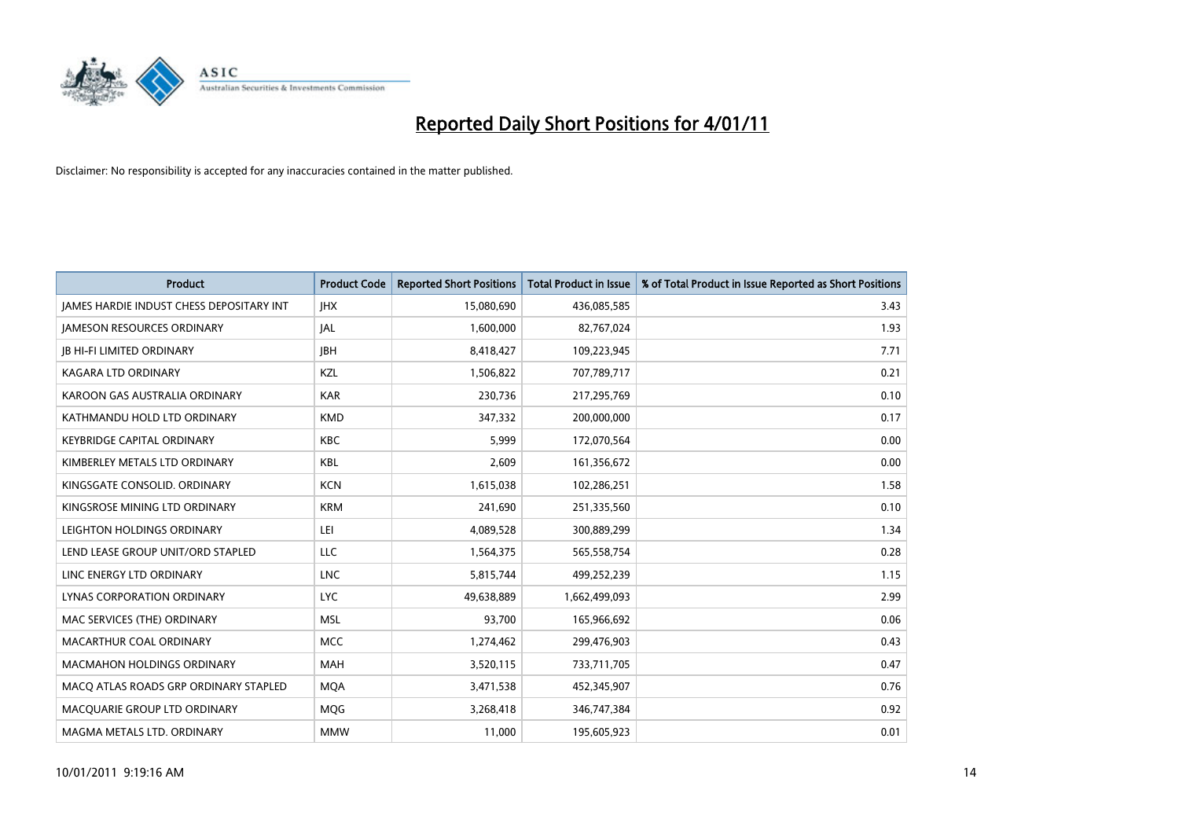# Reported Daily Short Positions for 4/01/11

Disclaimer: No responsibility is accepted for any inaccuracies contained in the matter published.

| Product | Product Code | Reported Short Positions | Total Product in Issue | % of Total Product in Issue Reported as Short Positions |
|---|---|---|---|---|
| JAMES HARDIE INDUST CHESS DEPOSITARY INT | JHX | 15,080,690 | 436,085,585 | 3.43 |
| JAMESON RESOURCES ORDINARY | JAL | 1,600,000 | 82,767,024 | 1.93 |
| JB HI-FI LIMITED ORDINARY | JBH | 8,418,427 | 109,223,945 | 7.71 |
| KAGARA LTD ORDINARY | KZL | 1,506,822 | 707,789,717 | 0.21 |
| KAROON GAS AUSTRALIA ORDINARY | KAR | 230,736 | 217,295,769 | 0.10 |
| KATHMANDU HOLD LTD ORDINARY | KMD | 347,332 | 200,000,000 | 0.17 |
| KEYBRIDGE CAPITAL ORDINARY | KBC | 5,999 | 172,070,564 | 0.00 |
| KIMBERLEY METALS LTD ORDINARY | KBL | 2,609 | 161,356,672 | 0.00 |
| KINGSGATE CONSOLID. ORDINARY | KCN | 1,615,038 | 102,286,251 | 1.58 |
| KINGSROSE MINING LTD ORDINARY | KRM | 241,690 | 251,335,560 | 0.10 |
| LEIGHTON HOLDINGS ORDINARY | LEI | 4,089,528 | 300,889,299 | 1.34 |
| LEND LEASE GROUP UNIT/ORD STAPLED | LLC | 1,564,375 | 565,558,754 | 0.28 |
| LINC ENERGY LTD ORDINARY | LNC | 5,815,744 | 499,252,239 | 1.15 |
| LYNAS CORPORATION ORDINARY | LYC | 49,638,889 | 1,662,499,093 | 2.99 |
| MAC SERVICES (THE) ORDINARY | MSL | 93,700 | 165,966,692 | 0.06 |
| MACARTHUR COAL ORDINARY | MCC | 1,274,462 | 299,476,903 | 0.43 |
| MACMAHON HOLDINGS ORDINARY | MAH | 3,520,115 | 733,711,705 | 0.47 |
| MACQ ATLAS ROADS GRP ORDINARY STAPLED | MQA | 3,471,538 | 452,345,907 | 0.76 |
| MACQUARIE GROUP LTD ORDINARY | MQG | 3,268,418 | 346,747,384 | 0.92 |
| MAGMA METALS LTD. ORDINARY | MMW | 11,000 | 195,605,923 | 0.01 |

10/01/2011 9:19:16 AM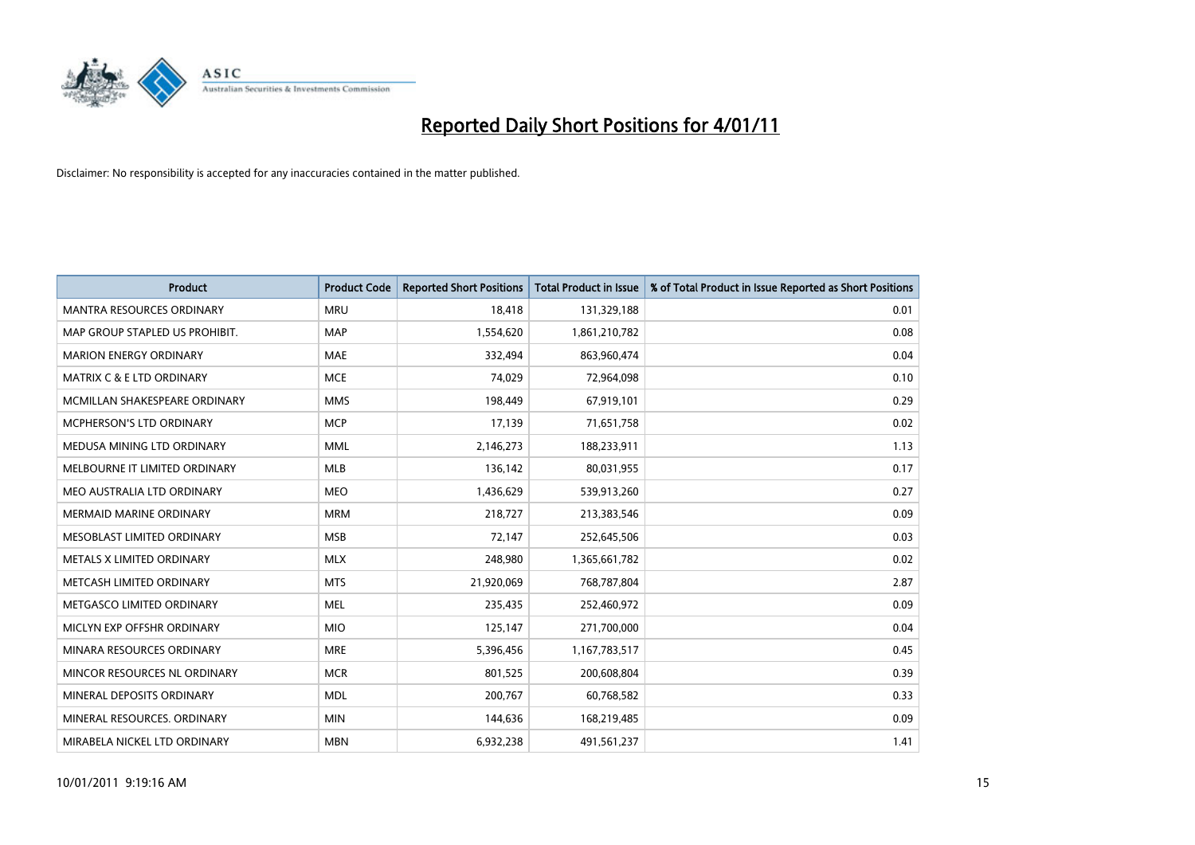# Reported Daily Short Positions for 4/01/11

Disclaimer: No responsibility is accepted for any inaccuracies contained in the matter published.

| Product | Product Code | Reported Short Positions | Total Product in Issue | % of Total Product in Issue Reported as Short Positions |
|---|---|---|---|---|
| MANTRA RESOURCES ORDINARY | MRU | 18,418 | 131,329,188 | 0.01 |
| MAP GROUP STAPLED US PROHIBIT. | MAP | 1,554,620 | 1,861,210,782 | 0.08 |
| MARION ENERGY ORDINARY | MAE | 332,494 | 863,960,474 | 0.04 |
| MATRIX C & E LTD ORDINARY | MCE | 74,029 | 72,964,098 | 0.10 |
| MCMILLAN SHAKESPEARE ORDINARY | MMS | 198,449 | 67,919,101 | 0.29 |
| MCPHERSON'S LTD ORDINARY | MCP | 17,139 | 71,651,758 | 0.02 |
| MEDUSA MINING LTD ORDINARY | MML | 2,146,273 | 188,233,911 | 1.13 |
| MELBOURNE IT LIMITED ORDINARY | MLB | 136,142 | 80,031,955 | 0.17 |
| MEO AUSTRALIA LTD ORDINARY | MEO | 1,436,629 | 539,913,260 | 0.27 |
| MERMAID MARINE ORDINARY | MRM | 218,727 | 213,383,546 | 0.09 |
| MESOBLAST LIMITED ORDINARY | MSB | 72,147 | 252,645,506 | 0.03 |
| METALS X LIMITED ORDINARY | MLX | 248,980 | 1,365,661,782 | 0.02 |
| METCASH LIMITED ORDINARY | MTS | 21,920,069 | 768,787,804 | 2.87 |
| METGASCO LIMITED ORDINARY | MEL | 235,435 | 252,460,972 | 0.09 |
| MICLYN EXP OFFSHR ORDINARY | MIO | 125,147 | 271,700,000 | 0.04 |
| MINARA RESOURCES ORDINARY | MRE | 5,396,456 | 1,167,783,517 | 0.45 |
| MINCOR RESOURCES NL ORDINARY | MCR | 801,525 | 200,608,804 | 0.39 |
| MINERAL DEPOSITS ORDINARY | MDL | 200,767 | 60,768,582 | 0.33 |
| MINERAL RESOURCES. ORDINARY | MIN | 144,636 | 168,219,485 | 0.09 |
| MIRABELA NICKEL LTD ORDINARY | MBN | 6,932,238 | 491,561,237 | 1.41 |

10/01/2011 9:19:16 AM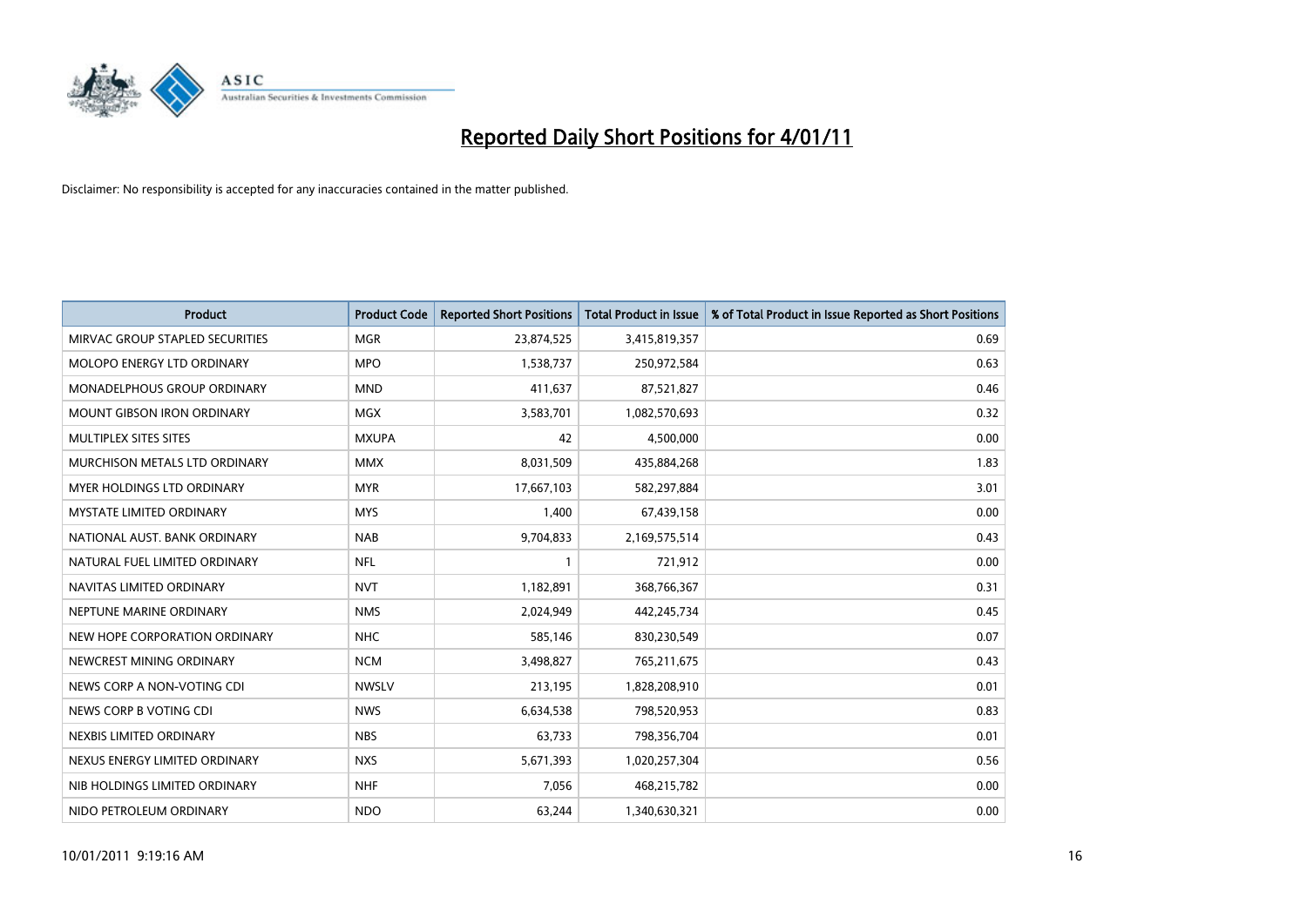# Reported Daily Short Positions for 4/01/11

Disclaimer: No responsibility is accepted for any inaccuracies contained in the matter published.

| Product | Product Code | Reported Short Positions | Total Product in Issue | % of Total Product in Issue Reported as Short Positions |
|---|---|---|---|---|
| MIRVAC GROUP STAPLED SECURITIES | MGR | 23,874,525 | 3,415,819,357 | 0.69 |
| MOLOPO ENERGY LTD ORDINARY | MPO | 1,538,737 | 250,972,584 | 0.63 |
| MONADELPHOUS GROUP ORDINARY | MND | 411,637 | 87,521,827 | 0.46 |
| MOUNT GIBSON IRON ORDINARY | MGX | 3,583,701 | 1,082,570,693 | 0.32 |
| MULTIPLEX SITES SITES | MXUPA | 42 | 4,500,000 | 0.00 |
| MURCHISON METALS LTD ORDINARY | MMX | 8,031,509 | 435,884,268 | 1.83 |
| MYER HOLDINGS LTD ORDINARY | MYR | 17,667,103 | 582,297,884 | 3.01 |
| MYSTATE LIMITED ORDINARY | MYS | 1,400 | 67,439,158 | 0.00 |
| NATIONAL AUST. BANK ORDINARY | NAB | 9,704,833 | 2,169,575,514 | 0.43 |
| NATURAL FUEL LIMITED ORDINARY | NFL | 1 | 721,912 | 0.00 |
| NAVITAS LIMITED ORDINARY | NVT | 1,182,891 | 368,766,367 | 0.31 |
| NEPTUNE MARINE ORDINARY | NMS | 2,024,949 | 442,245,734 | 0.45 |
| NEW HOPE CORPORATION ORDINARY | NHC | 585,146 | 830,230,549 | 0.07 |
| NEWCREST MINING ORDINARY | NCM | 3,498,827 | 765,211,675 | 0.43 |
| NEWS CORP A NON-VOTING CDI | NWSLV | 213,195 | 1,828,208,910 | 0.01 |
| NEWS CORP B VOTING CDI | NWS | 6,634,538 | 798,520,953 | 0.83 |
| NEXBIS LIMITED ORDINARY | NBS | 63,733 | 798,356,704 | 0.01 |
| NEXUS ENERGY LIMITED ORDINARY | NXS | 5,671,393 | 1,020,257,304 | 0.56 |
| NIB HOLDINGS LIMITED ORDINARY | NHF | 7,056 | 468,215,782 | 0.00 |
| NIDO PETROLEUM ORDINARY | NDO | 63,244 | 1,340,630,321 | 0.00 |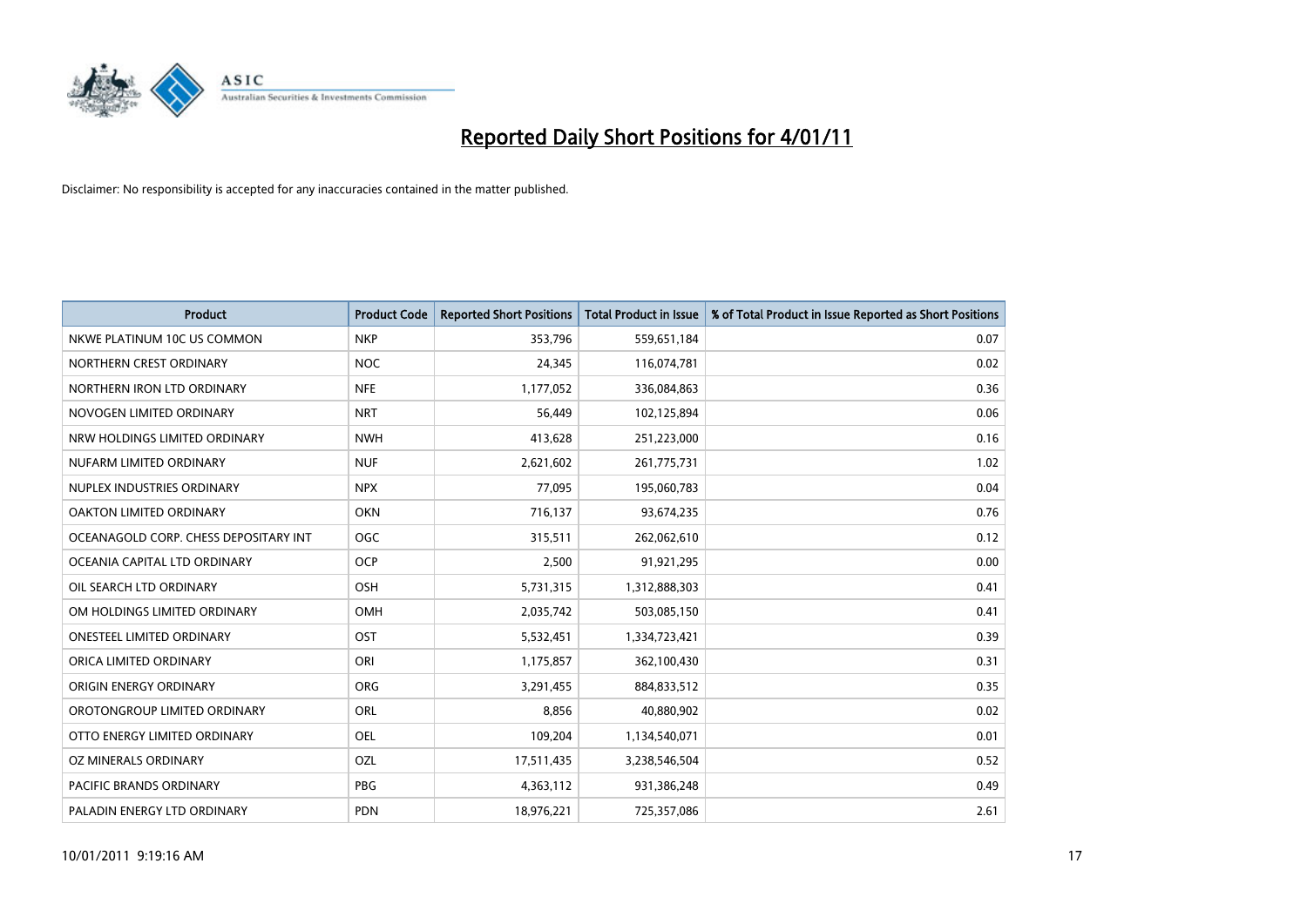# Reported Daily Short Positions for 4/01/11

Disclaimer: No responsibility is accepted for any inaccuracies contained in the matter published.

| Product | Product Code | Reported Short Positions | Total Product in Issue | % of Total Product in Issue Reported as Short Positions |
|---|---|---|---|---|
| NKWE PLATINUM 10C US COMMON | NKP | 353,796 | 559,651,184 | 0.07 |
| NORTHERN CREST ORDINARY | NOC | 24,345 | 116,074,781 | 0.02 |
| NORTHERN IRON LTD ORDINARY | NFE | 1,177,052 | 336,084,863 | 0.36 |
| NOVOGEN LIMITED ORDINARY | NRT | 56,449 | 102,125,894 | 0.06 |
| NRW HOLDINGS LIMITED ORDINARY | NWH | 413,628 | 251,223,000 | 0.16 |
| NUFARM LIMITED ORDINARY | NUF | 2,621,602 | 261,775,731 | 1.02 |
| NUPLEX INDUSTRIES ORDINARY | NPX | 77,095 | 195,060,783 | 0.04 |
| OAKTON LIMITED ORDINARY | OKN | 716,137 | 93,674,235 | 0.76 |
| OCEANAGOLD CORP. CHESS DEPOSITARY INT | OGC | 315,511 | 262,062,610 | 0.12 |
| OCEANIA CAPITAL LTD ORDINARY | OCP | 2,500 | 91,921,295 | 0.00 |
| OIL SEARCH LTD ORDINARY | OSH | 5,731,315 | 1,312,888,303 | 0.41 |
| OM HOLDINGS LIMITED ORDINARY | OMH | 2,035,742 | 503,085,150 | 0.41 |
| ONESTEEL LIMITED ORDINARY | OST | 5,532,451 | 1,334,723,421 | 0.39 |
| ORICA LIMITED ORDINARY | ORI | 1,175,857 | 362,100,430 | 0.31 |
| ORIGIN ENERGY ORDINARY | ORG | 3,291,455 | 884,833,512 | 0.35 |
| OROTONGROUP LIMITED ORDINARY | ORL | 8,856 | 40,880,902 | 0.02 |
| OTTO ENERGY LIMITED ORDINARY | OEL | 109,204 | 1,134,540,071 | 0.01 |
| OZ MINERALS ORDINARY | OZL | 17,511,435 | 3,238,546,504 | 0.52 |
| PACIFIC BRANDS ORDINARY | PBG | 4,363,112 | 931,386,248 | 0.49 |
| PALADIN ENERGY LTD ORDINARY | PDN | 18,976,221 | 725,357,086 | 2.61 |

10/01/2011 9:19:16 AM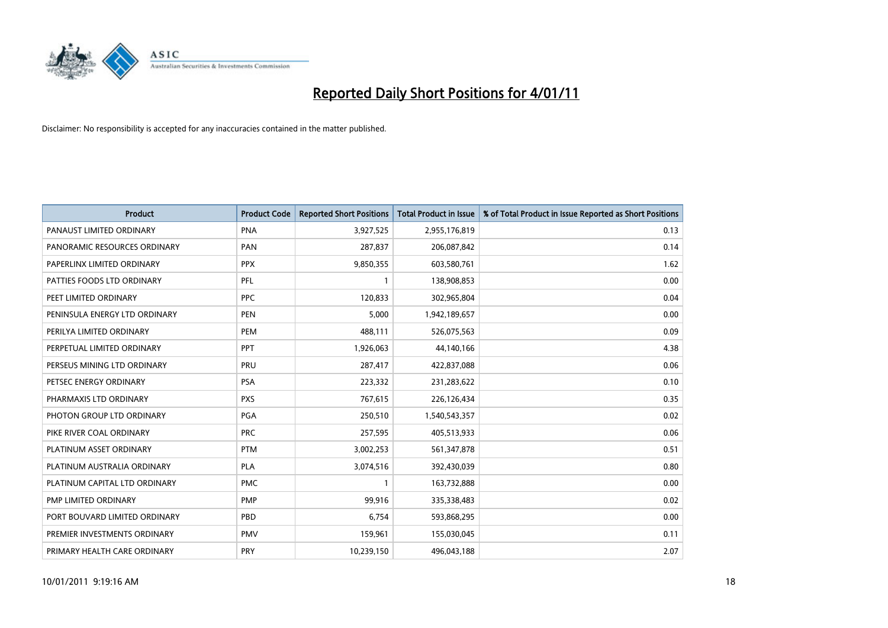# Reported Daily Short Positions for 4/01/11

Disclaimer: No responsibility is accepted for any inaccuracies contained in the matter published.

| Product | Product Code | Reported Short Positions | Total Product in Issue | % of Total Product in Issue Reported as Short Positions |
|---|---|---|---|---|
| PANAUST LIMITED ORDINARY | PNA | 3,927,525 | 2,955,176,819 | 0.13 |
| PANORAMIC RESOURCES ORDINARY | PAN | 287,837 | 206,087,842 | 0.14 |
| PAPERLINX LIMITED ORDINARY | PPX | 9,850,355 | 603,580,761 | 1.62 |
| PATTIES FOODS LTD ORDINARY | PFL | 1 | 138,908,853 | 0.00 |
| PEET LIMITED ORDINARY | PPC | 120,833 | 302,965,804 | 0.04 |
| PENINSULA ENERGY LTD ORDINARY | PEN | 5,000 | 1,942,189,657 | 0.00 |
| PERILYA LIMITED ORDINARY | PEM | 488,111 | 526,075,563 | 0.09 |
| PERPETUAL LIMITED ORDINARY | PPT | 1,926,063 | 44,140,166 | 4.38 |
| PERSEUS MINING LTD ORDINARY | PRU | 287,417 | 422,837,088 | 0.06 |
| PETSEC ENERGY ORDINARY | PSA | 223,332 | 231,283,622 | 0.10 |
| PHARMAXIS LTD ORDINARY | PXS | 767,615 | 226,126,434 | 0.35 |
| PHOTON GROUP LTD ORDINARY | PGA | 250,510 | 1,540,543,357 | 0.02 |
| PIKE RIVER COAL ORDINARY | PRC | 257,595 | 405,513,933 | 0.06 |
| PLATINUM ASSET ORDINARY | PTM | 3,002,253 | 561,347,878 | 0.51 |
| PLATINUM AUSTRALIA ORDINARY | PLA | 3,074,516 | 392,430,039 | 0.80 |
| PLATINUM CAPITAL LTD ORDINARY | PMC | 1 | 163,732,888 | 0.00 |
| PMP LIMITED ORDINARY | PMP | 99,916 | 335,338,483 | 0.02 |
| PORT BOUVARD LIMITED ORDINARY | PBD | 6,754 | 593,868,295 | 0.00 |
| PREMIER INVESTMENTS ORDINARY | PMV | 159,961 | 155,030,045 | 0.11 |
| PRIMARY HEALTH CARE ORDINARY | PRY | 10,239,150 | 496,043,188 | 2.07 |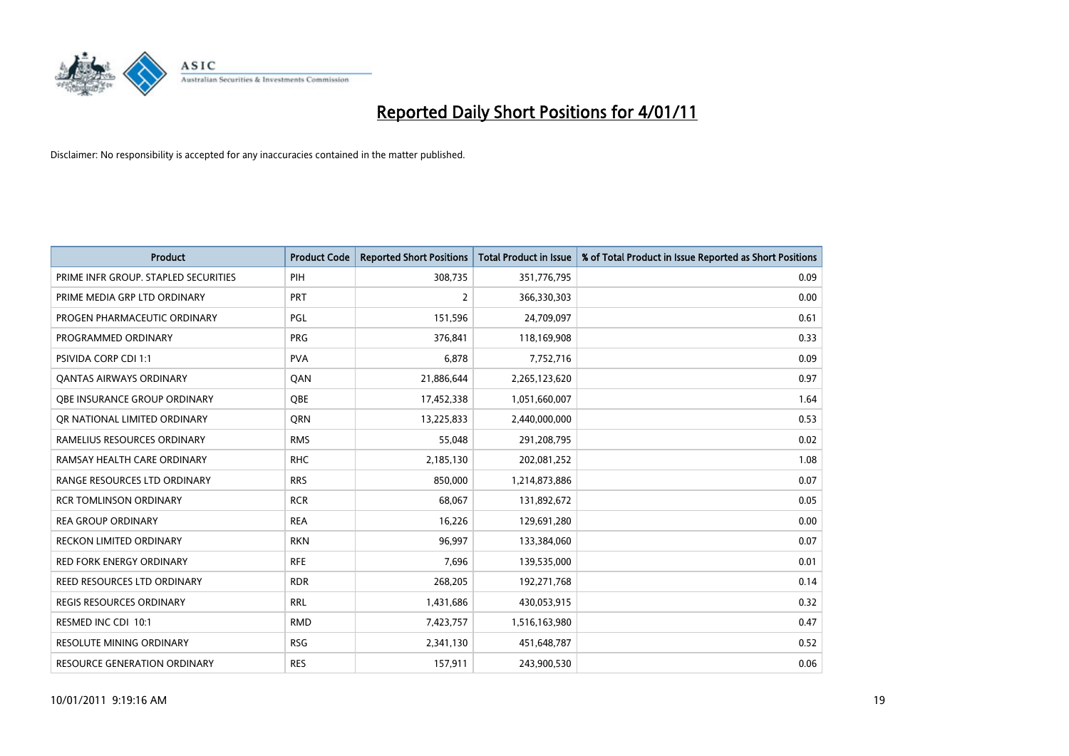# Reported Daily Short Positions for 4/01/11

Disclaimer: No responsibility is accepted for any inaccuracies contained in the matter published.

| Product | Product Code | Reported Short Positions | Total Product in Issue | % of Total Product in Issue Reported as Short Positions |
|---|---|---|---|---|
| PRIME INFR GROUP. STAPLED SECURITIES | PIH | 308,735 | 351,776,795 | 0.09 |
| PRIME MEDIA GRP LTD ORDINARY | PRT | 2 | 366,330,303 | 0.00 |
| PROGEN PHARMACEUTIC ORDINARY | PGL | 151,596 | 24,709,097 | 0.61 |
| PROGRAMMED ORDINARY | PRG | 376,841 | 118,169,908 | 0.33 |
| PSIVIDA CORP CDI 1:1 | PVA | 6,878 | 7,752,716 | 0.09 |
| QANTAS AIRWAYS ORDINARY | QAN | 21,886,644 | 2,265,123,620 | 0.97 |
| QBE INSURANCE GROUP ORDINARY | QBE | 17,452,338 | 1,051,660,007 | 1.64 |
| QR NATIONAL LIMITED ORDINARY | QRN | 13,225,833 | 2,440,000,000 | 0.53 |
| RAMELIUS RESOURCES ORDINARY | RMS | 55,048 | 291,208,795 | 0.02 |
| RAMSAY HEALTH CARE ORDINARY | RHC | 2,185,130 | 202,081,252 | 1.08 |
| RANGE RESOURCES LTD ORDINARY | RRS | 850,000 | 1,214,873,886 | 0.07 |
| RCR TOMLINSON ORDINARY | RCR | 68,067 | 131,892,672 | 0.05 |
| REA GROUP ORDINARY | REA | 16,226 | 129,691,280 | 0.00 |
| RECKON LIMITED ORDINARY | RKN | 96,997 | 133,384,060 | 0.07 |
| RED FORK ENERGY ORDINARY | RFE | 7,696 | 139,535,000 | 0.01 |
| REED RESOURCES LTD ORDINARY | RDR | 268,205 | 192,271,768 | 0.14 |
| REGIS RESOURCES ORDINARY | RRL | 1,431,686 | 430,053,915 | 0.32 |
| RESMED INC CDI 10:1 | RMD | 7,423,757 | 1,516,163,980 | 0.47 |
| RESOLUTE MINING ORDINARY | RSG | 2,341,130 | 451,648,787 | 0.52 |
| RESOURCE GENERATION ORDINARY | RES | 157,911 | 243,900,530 | 0.06 |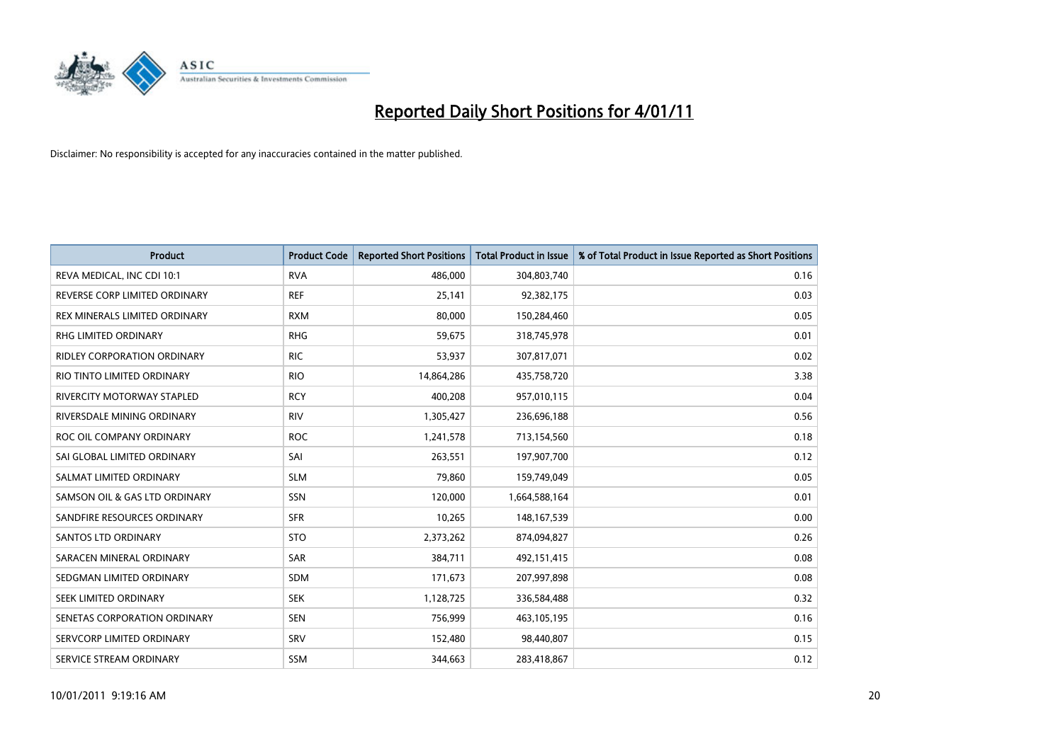# Reported Daily Short Positions for 4/01/11

Disclaimer: No responsibility is accepted for any inaccuracies contained in the matter published.

| Product | Product Code | Reported Short Positions | Total Product in Issue | % of Total Product in Issue Reported as Short Positions |
|---|---|---|---|---|
| REVA MEDICAL, INC CDI 10:1 | RVA | 486,000 | 304,803,740 | 0.16 |
| REVERSE CORP LIMITED ORDINARY | REF | 25,141 | 92,382,175 | 0.03 |
| REX MINERALS LIMITED ORDINARY | RXM | 80,000 | 150,284,460 | 0.05 |
| RHG LIMITED ORDINARY | RHG | 59,675 | 318,745,978 | 0.01 |
| RIDLEY CORPORATION ORDINARY | RIC | 53,937 | 307,817,071 | 0.02 |
| RIO TINTO LIMITED ORDINARY | RIO | 14,864,286 | 435,758,720 | 3.38 |
| RIVERCITY MOTORWAY STAPLED | RCY | 400,208 | 957,010,115 | 0.04 |
| RIVERSDALE MINING ORDINARY | RIV | 1,305,427 | 236,696,188 | 0.56 |
| ROC OIL COMPANY ORDINARY | ROC | 1,241,578 | 713,154,560 | 0.18 |
| SAI GLOBAL LIMITED ORDINARY | SAI | 263,551 | 197,907,700 | 0.12 |
| SALMAT LIMITED ORDINARY | SLM | 79,860 | 159,749,049 | 0.05 |
| SAMSON OIL & GAS LTD ORDINARY | SSN | 120,000 | 1,664,588,164 | 0.01 |
| SANDFIRE RESOURCES ORDINARY | SFR | 10,265 | 148,167,539 | 0.00 |
| SANTOS LTD ORDINARY | STO | 2,373,262 | 874,094,827 | 0.26 |
| SARACEN MINERAL ORDINARY | SAR | 384,711 | 492,151,415 | 0.08 |
| SEDGMAN LIMITED ORDINARY | SDM | 171,673 | 207,997,898 | 0.08 |
| SEEK LIMITED ORDINARY | SEK | 1,128,725 | 336,584,488 | 0.32 |
| SENETAS CORPORATION ORDINARY | SEN | 756,999 | 463,105,195 | 0.16 |
| SERVCORP LIMITED ORDINARY | SRV | 152,480 | 98,440,807 | 0.15 |
| SERVICE STREAM ORDINARY | SSM | 344,663 | 283,418,867 | 0.12 |

10/01/2011 9:19:16 AM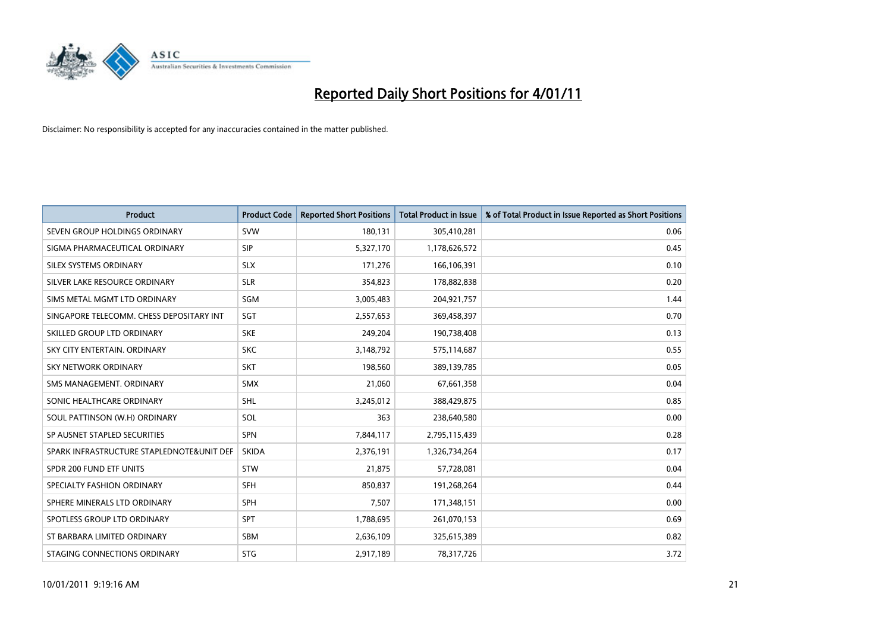# Reported Daily Short Positions for 4/01/11

Disclaimer: No responsibility is accepted for any inaccuracies contained in the matter published.

| Product | Product Code | Reported Short Positions | Total Product in Issue | % of Total Product in Issue Reported as Short Positions |
|---|---|---|---|---|
| SEVEN GROUP HOLDINGS ORDINARY | SVW | 180,131 | 305,410,281 | 0.06 |
| SIGMA PHARMACEUTICAL ORDINARY | SIP | 5,327,170 | 1,178,626,572 | 0.45 |
| SILEX SYSTEMS ORDINARY | SLX | 171,276 | 166,106,391 | 0.10 |
| SILVER LAKE RESOURCE ORDINARY | SLR | 354,823 | 178,882,838 | 0.20 |
| SIMS METAL MGMT LTD ORDINARY | SGM | 3,005,483 | 204,921,757 | 1.44 |
| SINGAPORE TELECOMM. CHESS DEPOSITARY INT | SGT | 2,557,653 | 369,458,397 | 0.70 |
| SKILLED GROUP LTD ORDINARY | SKE | 249,204 | 190,738,408 | 0.13 |
| SKY CITY ENTERTAIN. ORDINARY | SKC | 3,148,792 | 575,114,687 | 0.55 |
| SKY NETWORK ORDINARY | SKT | 198,560 | 389,139,785 | 0.05 |
| SMS MANAGEMENT. ORDINARY | SMX | 21,060 | 67,661,358 | 0.04 |
| SONIC HEALTHCARE ORDINARY | SHL | 3,245,012 | 388,429,875 | 0.85 |
| SOUL PATTINSON (W.H) ORDINARY | SOL | 363 | 238,640,580 | 0.00 |
| SP AUSNET STAPLED SECURITIES | SPN | 7,844,117 | 2,795,115,439 | 0.28 |
| SPARK INFRASTRUCTURE STAPLEDNOTE&UNIT DEF | SKIDA | 2,376,191 | 1,326,734,264 | 0.17 |
| SPDR 200 FUND ETF UNITS | STW | 21,875 | 57,728,081 | 0.04 |
| SPECIALTY FASHION ORDINARY | SFH | 850,837 | 191,268,264 | 0.44 |
| SPHERE MINERALS LTD ORDINARY | SPH | 7,507 | 171,348,151 | 0.00 |
| SPOTLESS GROUP LTD ORDINARY | SPT | 1,788,695 | 261,070,153 | 0.69 |
| ST BARBARA LIMITED ORDINARY | SBM | 2,636,109 | 325,615,389 | 0.82 |
| STAGING CONNECTIONS ORDINARY | STG | 2,917,189 | 78,317,726 | 3.72 |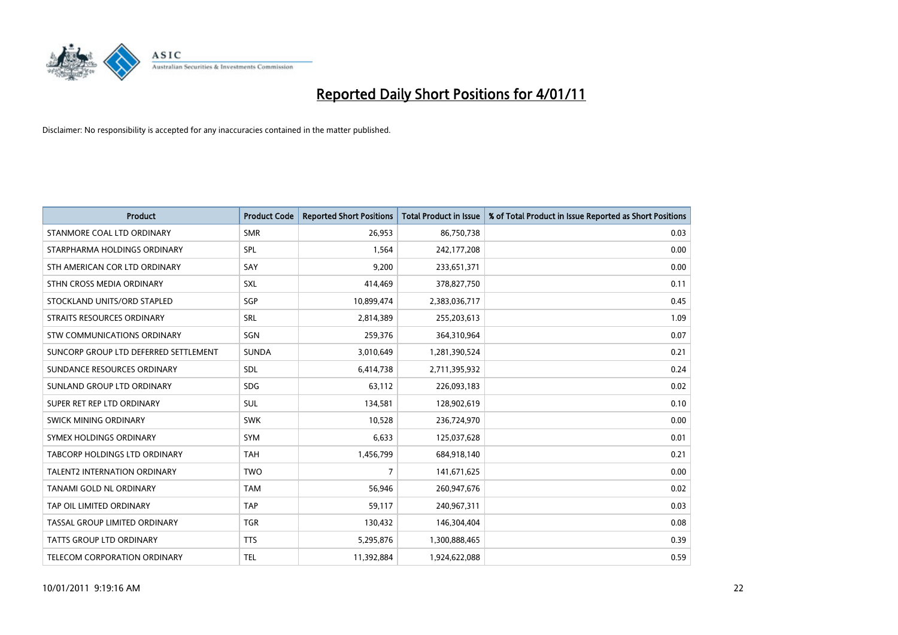# Reported Daily Short Positions for 4/01/11

Disclaimer: No responsibility is accepted for any inaccuracies contained in the matter published.

| Product | Product Code | Reported Short Positions | Total Product in Issue | % of Total Product in Issue Reported as Short Positions |
|---|---|---|---|---|
| STANMORE COAL LTD ORDINARY | SMR | 26,953 | 86,750,738 | 0.03 |
| STARPHARMA HOLDINGS ORDINARY | SPL | 1,564 | 242,177,208 | 0.00 |
| STH AMERICAN COR LTD ORDINARY | SAY | 9,200 | 233,651,371 | 0.00 |
| STHN CROSS MEDIA ORDINARY | SXL | 414,469 | 378,827,750 | 0.11 |
| STOCKLAND UNITS/ORD STAPLED | SGP | 10,899,474 | 2,383,036,717 | 0.45 |
| STRAITS RESOURCES ORDINARY | SRL | 2,814,389 | 255,203,613 | 1.09 |
| STW COMMUNICATIONS ORDINARY | SGN | 259,376 | 364,310,964 | 0.07 |
| SUNCORP GROUP LTD DEFERRED SETTLEMENT | SUNDA | 3,010,649 | 1,281,390,524 | 0.21 |
| SUNDANCE RESOURCES ORDINARY | SDL | 6,414,738 | 2,711,395,932 | 0.24 |
| SUNLAND GROUP LTD ORDINARY | SDG | 63,112 | 226,093,183 | 0.02 |
| SUPER RET REP LTD ORDINARY | SUL | 134,581 | 128,902,619 | 0.10 |
| SWICK MINING ORDINARY | SWK | 10,528 | 236,724,970 | 0.00 |
| SYMEX HOLDINGS ORDINARY | SYM | 6,633 | 125,037,628 | 0.01 |
| TABCORP HOLDINGS LTD ORDINARY | TAH | 1,456,799 | 684,918,140 | 0.21 |
| TALENT2 INTERNATION ORDINARY | TWO | 7 | 141,671,625 | 0.00 |
| TANAMI GOLD NL ORDINARY | TAM | 56,946 | 260,947,676 | 0.02 |
| TAP OIL LIMITED ORDINARY | TAP | 59,117 | 240,967,311 | 0.03 |
| TASSAL GROUP LIMITED ORDINARY | TGR | 130,432 | 146,304,404 | 0.08 |
| TATTS GROUP LTD ORDINARY | TTS | 5,295,876 | 1,300,888,465 | 0.39 |
| TELECOM CORPORATION ORDINARY | TEL | 11,392,884 | 1,924,622,088 | 0.59 |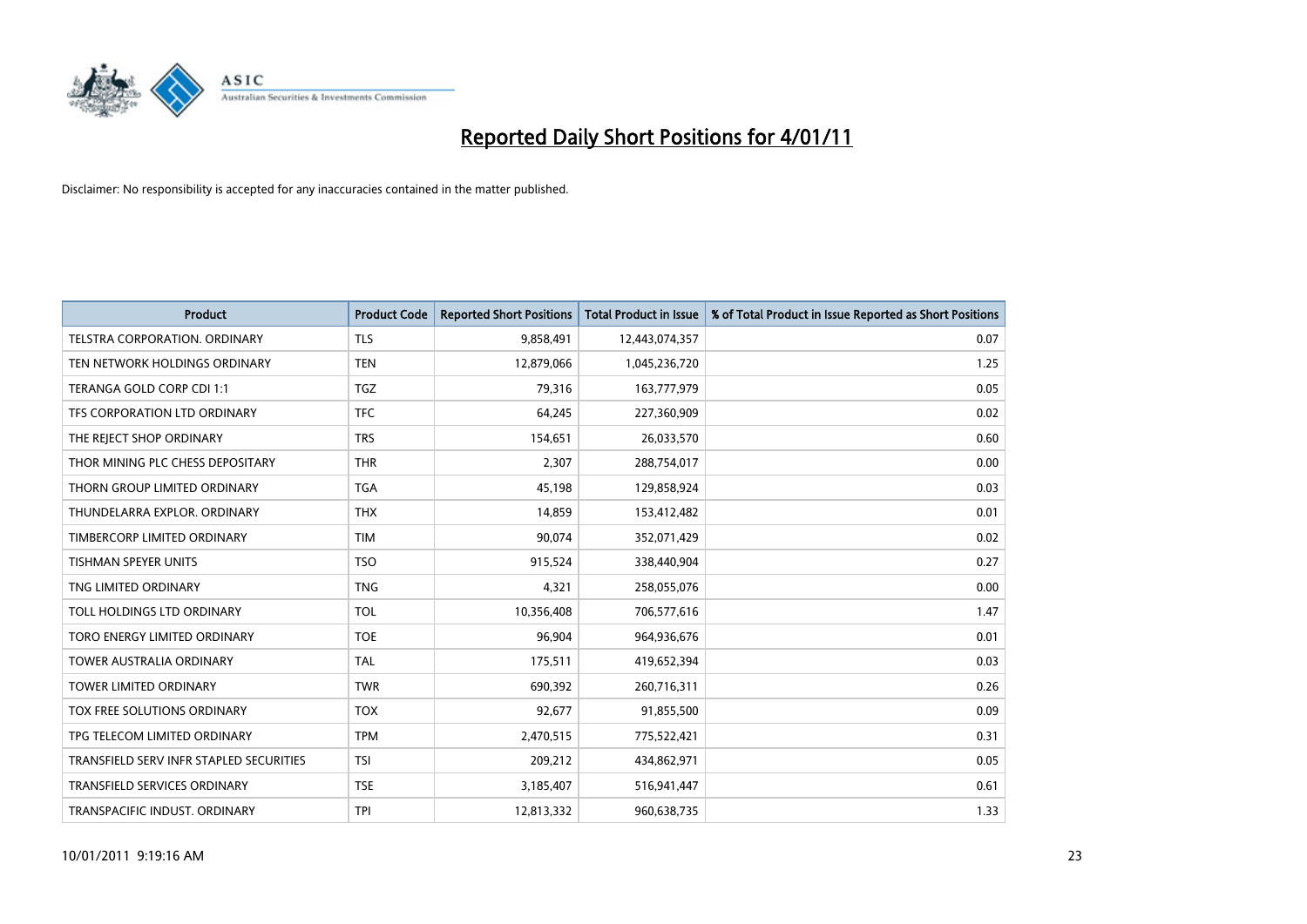# Reported Daily Short Positions for 4/01/11

Disclaimer: No responsibility is accepted for any inaccuracies contained in the matter published.

| Product | Product Code | Reported Short Positions | Total Product in Issue | % of Total Product in Issue Reported as Short Positions |
|---|---|---|---|---|
| TELSTRA CORPORATION. ORDINARY | TLS | 9,858,491 | 12,443,074,357 | 0.07 |
| TEN NETWORK HOLDINGS ORDINARY | TEN | 12,879,066 | 1,045,236,720 | 1.25 |
| TERANGA GOLD CORP CDI 1:1 | TGZ | 79,316 | 163,777,979 | 0.05 |
| TFS CORPORATION LTD ORDINARY | TFC | 64,245 | 227,360,909 | 0.02 |
| THE REJECT SHOP ORDINARY | TRS | 154,651 | 26,033,570 | 0.60 |
| THOR MINING PLC CHESS DEPOSITARY | THR | 2,307 | 288,754,017 | 0.00 |
| THORN GROUP LIMITED ORDINARY | TGA | 45,198 | 129,858,924 | 0.03 |
| THUNDELARRA EXPLOR. ORDINARY | THX | 14,859 | 153,412,482 | 0.01 |
| TIMBERCORP LIMITED ORDINARY | TIM | 90,074 | 352,071,429 | 0.02 |
| TISHMAN SPEYER UNITS | TSO | 915,524 | 338,440,904 | 0.27 |
| TNG LIMITED ORDINARY | TNG | 4,321 | 258,055,076 | 0.00 |
| TOLL HOLDINGS LTD ORDINARY | TOL | 10,356,408 | 706,577,616 | 1.47 |
| TORO ENERGY LIMITED ORDINARY | TOE | 96,904 | 964,936,676 | 0.01 |
| TOWER AUSTRALIA ORDINARY | TAL | 175,511 | 419,652,394 | 0.03 |
| TOWER LIMITED ORDINARY | TWR | 690,392 | 260,716,311 | 0.26 |
| TOX FREE SOLUTIONS ORDINARY | TOX | 92,677 | 91,855,500 | 0.09 |
| TPG TELECOM LIMITED ORDINARY | TPM | 2,470,515 | 775,522,421 | 0.31 |
| TRANSFIELD SERV INFR STAPLED SECURITIES | TSI | 209,212 | 434,862,971 | 0.05 |
| TRANSFIELD SERVICES ORDINARY | TSE | 3,185,407 | 516,941,447 | 0.61 |
| TRANSPACIFIC INDUST. ORDINARY | TPI | 12,813,332 | 960,638,735 | 1.33 |

10/01/2011 9:19:16 AM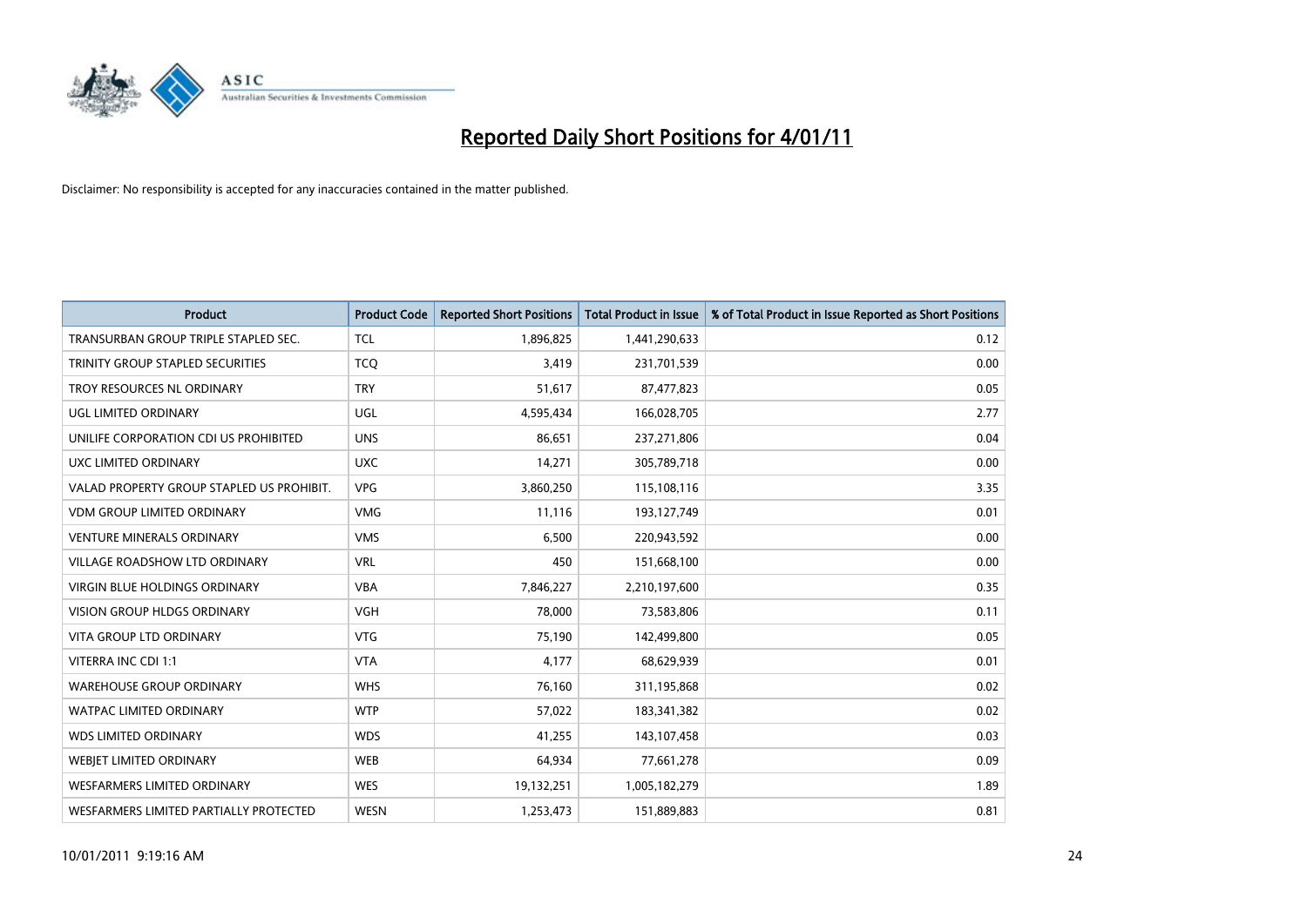# Reported Daily Short Positions for 4/01/11

Disclaimer: No responsibility is accepted for any inaccuracies contained in the matter published.

| Product | Product Code | Reported Short Positions | Total Product in Issue | % of Total Product in Issue Reported as Short Positions |
|---|---|---|---|---|
| TRANSURBAN GROUP TRIPLE STAPLED SEC. | TCL | 1,896,825 | 1,441,290,633 | 0.12 |
| TRINITY GROUP STAPLED SECURITIES | TCQ | 3,419 | 231,701,539 | 0.00 |
| TROY RESOURCES NL ORDINARY | TRY | 51,617 | 87,477,823 | 0.05 |
| UGL LIMITED ORDINARY | UGL | 4,595,434 | 166,028,705 | 2.77 |
| UNILIFE CORPORATION CDI US PROHIBITED | UNS | 86,651 | 237,271,806 | 0.04 |
| UXC LIMITED ORDINARY | UXC | 14,271 | 305,789,718 | 0.00 |
| VALAD PROPERTY GROUP STAPLED US PROHIBIT. | VPG | 3,860,250 | 115,108,116 | 3.35 |
| VDM GROUP LIMITED ORDINARY | VMG | 11,116 | 193,127,749 | 0.01 |
| VENTURE MINERALS ORDINARY | VMS | 6,500 | 220,943,592 | 0.00 |
| VILLAGE ROADSHOW LTD ORDINARY | VRL | 450 | 151,668,100 | 0.00 |
| VIRGIN BLUE HOLDINGS ORDINARY | VBA | 7,846,227 | 2,210,197,600 | 0.35 |
| VISION GROUP HLDGS ORDINARY | VGH | 78,000 | 73,583,806 | 0.11 |
| VITA GROUP LTD ORDINARY | VTG | 75,190 | 142,499,800 | 0.05 |
| VITERRA INC CDI 1:1 | VTA | 4,177 | 68,629,939 | 0.01 |
| WAREHOUSE GROUP ORDINARY | WHS | 76,160 | 311,195,868 | 0.02 |
| WATPAC LIMITED ORDINARY | WTP | 57,022 | 183,341,382 | 0.02 |
| WDS LIMITED ORDINARY | WDS | 41,255 | 143,107,458 | 0.03 |
| WEBJET LIMITED ORDINARY | WEB | 64,934 | 77,661,278 | 0.09 |
| WESFARMERS LIMITED ORDINARY | WES | 19,132,251 | 1,005,182,279 | 1.89 |
| WESFARMERS LIMITED PARTIALLY PROTECTED | WESN | 1,253,473 | 151,889,883 | 0.81 |

10/01/2011 9:19:16 AM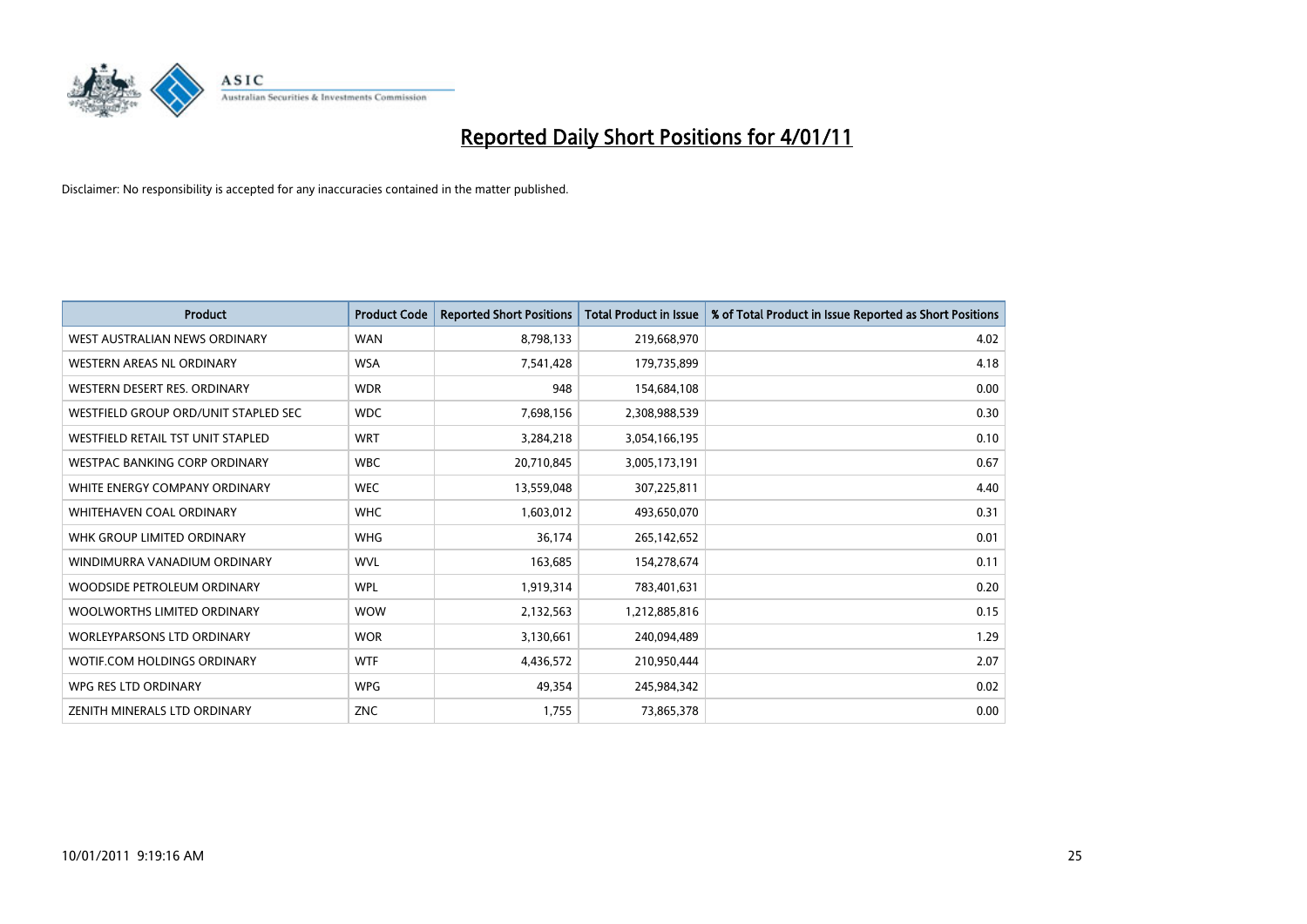# Reported Daily Short Positions for 4/01/11

Disclaimer: No responsibility is accepted for any inaccuracies contained in the matter published.

| Product | Product Code | Reported Short Positions | Total Product in Issue | % of Total Product in Issue Reported as Short Positions |
|---|---|---|---|---|
| WEST AUSTRALIAN NEWS ORDINARY | WAN | 8,798,133 | 219,668,970 | 4.02 |
| WESTERN AREAS NL ORDINARY | WSA | 7,541,428 | 179,735,899 | 4.18 |
| WESTERN DESERT RES. ORDINARY | WDR | 948 | 154,684,108 | 0.00 |
| WESTFIELD GROUP ORD/UNIT STAPLED SEC | WDC | 7,698,156 | 2,308,988,539 | 0.30 |
| WESTFIELD RETAIL TST UNIT STAPLED | WRT | 3,284,218 | 3,054,166,195 | 0.10 |
| WESTPAC BANKING CORP ORDINARY | WBC | 20,710,845 | 3,005,173,191 | 0.67 |
| WHITE ENERGY COMPANY ORDINARY | WEC | 13,559,048 | 307,225,811 | 4.40 |
| WHITEHAVEN COAL ORDINARY | WHC | 1,603,012 | 493,650,070 | 0.31 |
| WHK GROUP LIMITED ORDINARY | WHG | 36,174 | 265,142,652 | 0.01 |
| WINDIMURRA VANADIUM ORDINARY | WVL | 163,685 | 154,278,674 | 0.11 |
| WOODSIDE PETROLEUM ORDINARY | WPL | 1,919,314 | 783,401,631 | 0.20 |
| WOOLWORTHS LIMITED ORDINARY | WOW | 2,132,563 | 1,212,885,816 | 0.15 |
| WORLEYPARSONS LTD ORDINARY | WOR | 3,130,661 | 240,094,489 | 1.29 |
| WOTIF.COM HOLDINGS ORDINARY | WTF | 4,436,572 | 210,950,444 | 2.07 |
| WPG RES LTD ORDINARY | WPG | 49,354 | 245,984,342 | 0.02 |
| ZENITH MINERALS LTD ORDINARY | ZNC | 1,755 | 73,865,378 | 0.00 |

10/01/2011 9:19:16 AM